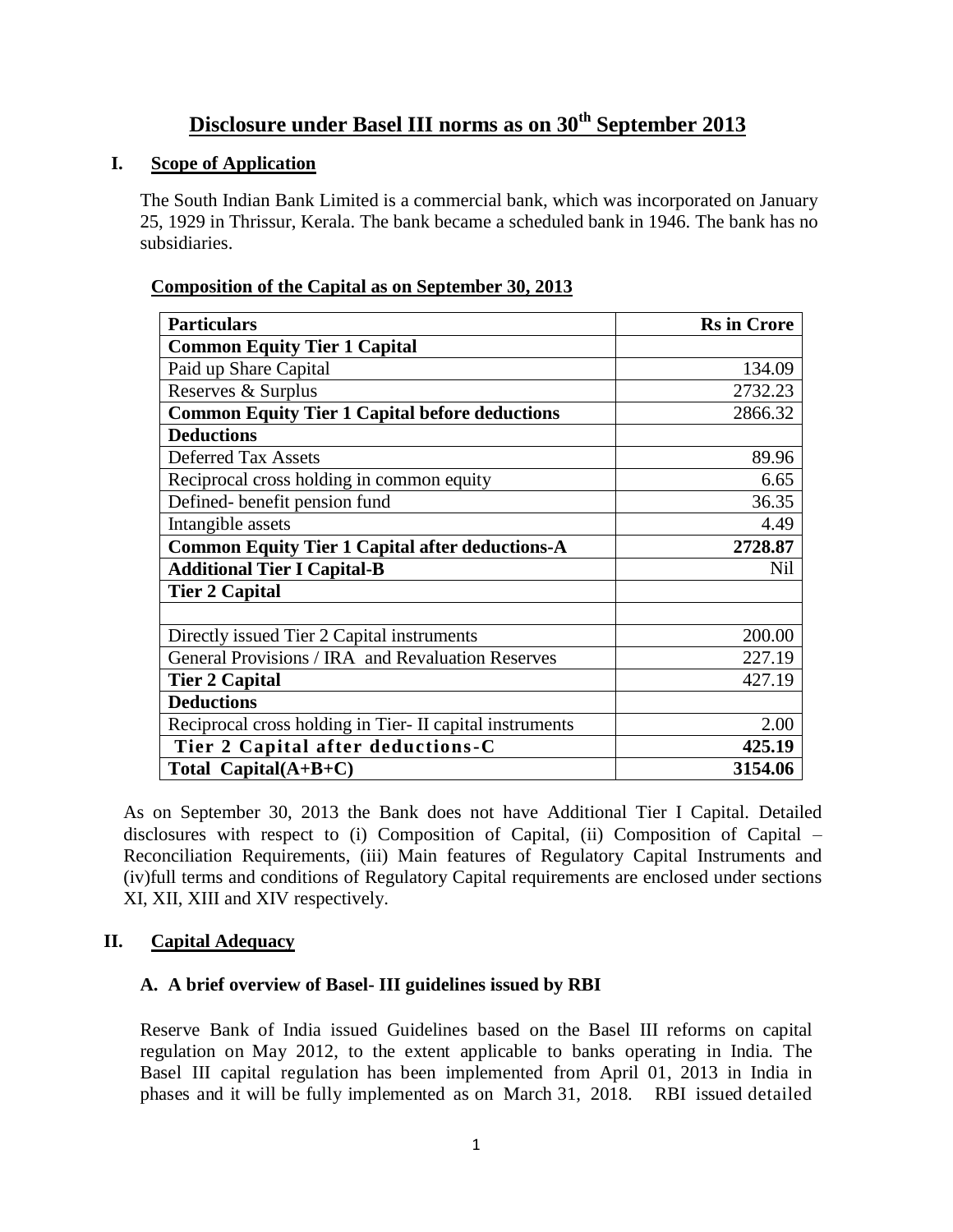# Disclosure under Basel III norms as on 30th September 2013

## I. Scope of Application

The South Indian Bank Limited is a commercial bank, which was incorporated on January 25, 1929 in Thrissur, Kerala. The bank became a scheduled bank in 1946. The bank has no subsidiaries.

### Composition of the Capital as on September 30, 2013

| **Particulars** | **Rs in Crore** |
|---|---|
| **Common Equity Tier 1 Capital** | |
| Paid up Share Capital | 134.09 |
| Reserves & Surplus | 2732.23 |
| **Common Equity Tier 1 Capital before deductions** | 2866.32 |
| **Deductions** | |
| Deferred Tax Assets | 89.96 |
| Reciprocal cross holding in common equity | 6.65 |
| Defined- benefit pension fund | 36.35 |
| Intangible assets | 4.49 |
| **Common Equity Tier 1 Capital after deductions-A** | **2728.87** |
| **Additional Tier I Capital-B** | Nil |
| **Tier 2 Capital** | |
| | |
| Directly issued Tier 2 Capital instruments | 200.00 |
| General Provisions / IRA and Revaluation Reserves | 227.19 |
| **Tier 2 Capital** | 427.19 |
| **Deductions** | |
| Reciprocal cross holding in Tier- II capital instruments | 2.00 |
| **Tier 2 Capital after deductions-C** | **425.19** |
| **Total Capital(A+B+C)** | **3154.06** |

As on September 30, 2013 the Bank does not have Additional Tier I Capital. Detailed disclosures with respect to (i) Composition of Capital, (ii) Composition of Capital – Reconciliation Requirements, (iii) Main features of Regulatory Capital Instruments and (iv)full terms and conditions of Regulatory Capital requirements are enclosed under sections XI, XII, XIII and XIV respectively.

## II. Capital Adequacy

### A. A brief overview of Basel- III guidelines issued by RBI

Reserve Bank of India issued Guidelines based on the Basel III reforms on capital regulation on May 2012, to the extent applicable to banks operating in India. The Basel III capital regulation has been implemented from April 01, 2013 in India in phases and it will be fully implemented as on March 31, 2018. RBI issued detailed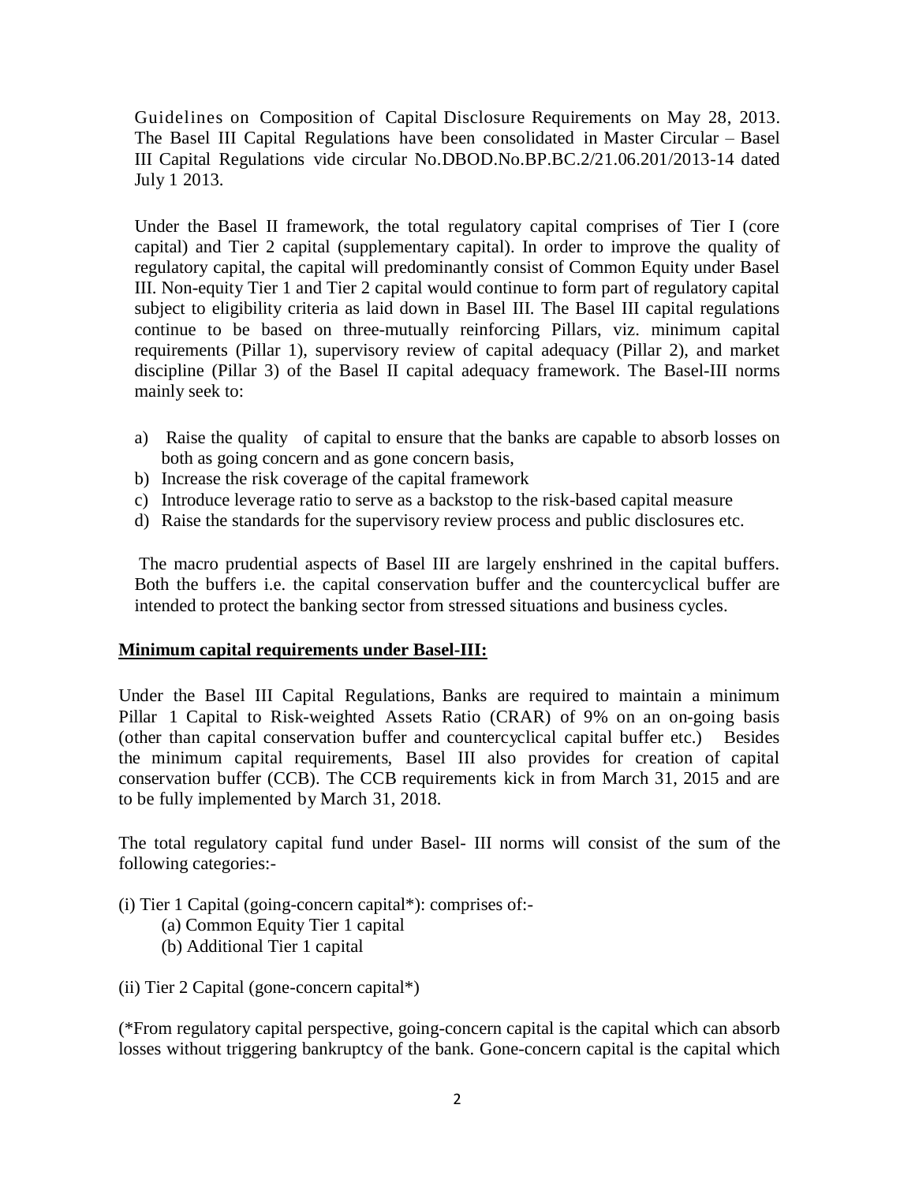Guidelines on Composition of Capital Disclosure Requirements on May 28, 2013. The Basel III Capital Regulations have been consolidated in Master Circular – Basel III Capital Regulations vide circular No.DBOD.No.BP.BC.2/21.06.201/2013-14 dated July 1 2013.

Under the Basel II framework, the total regulatory capital comprises of Tier I (core capital) and Tier 2 capital (supplementary capital). In order to improve the quality of regulatory capital, the capital will predominantly consist of Common Equity under Basel III. Non-equity Tier 1 and Tier 2 capital would continue to form part of regulatory capital subject to eligibility criteria as laid down in Basel III. The Basel III capital regulations continue to be based on three-mutually reinforcing Pillars, viz. minimum capital requirements (Pillar 1), supervisory review of capital adequacy (Pillar 2), and market discipline (Pillar 3) of the Basel II capital adequacy framework. The Basel-III norms mainly seek to:

a) Raise the quality of capital to ensure that the banks are capable to absorb losses on both as going concern and as gone concern basis,
b) Increase the risk coverage of the capital framework
c) Introduce leverage ratio to serve as a backstop to the risk-based capital measure
d) Raise the standards for the supervisory review process and public disclosures etc.

The macro prudential aspects of Basel III are largely enshrined in the capital buffers. Both the buffers i.e. the capital conservation buffer and the countercyclical buffer are intended to protect the banking sector from stressed situations and business cycles.

**Minimum capital requirements under Basel-III:**

Under the Basel III Capital Regulations, Banks are required to maintain a minimum Pillar 1 Capital to Risk-weighted Assets Ratio (CRAR) of 9% on an on-going basis (other than capital conservation buffer and countercyclical capital buffer etc.) Besides the minimum capital requirements, Basel III also provides for creation of capital conservation buffer (CCB). The CCB requirements kick in from March 31, 2015 and are to be fully implemented by March 31, 2018.

The total regulatory capital fund under Basel- III norms will consist of the sum of the following categories:-

(i) Tier 1 Capital (going-concern capital*): comprises of:-
   (a) Common Equity Tier 1 capital
   (b) Additional Tier 1 capital

(ii) Tier 2 Capital (gone-concern capital*)

(*From regulatory capital perspective, going-concern capital is the capital which can absorb losses without triggering bankruptcy of the bank. Gone-concern capital is the capital which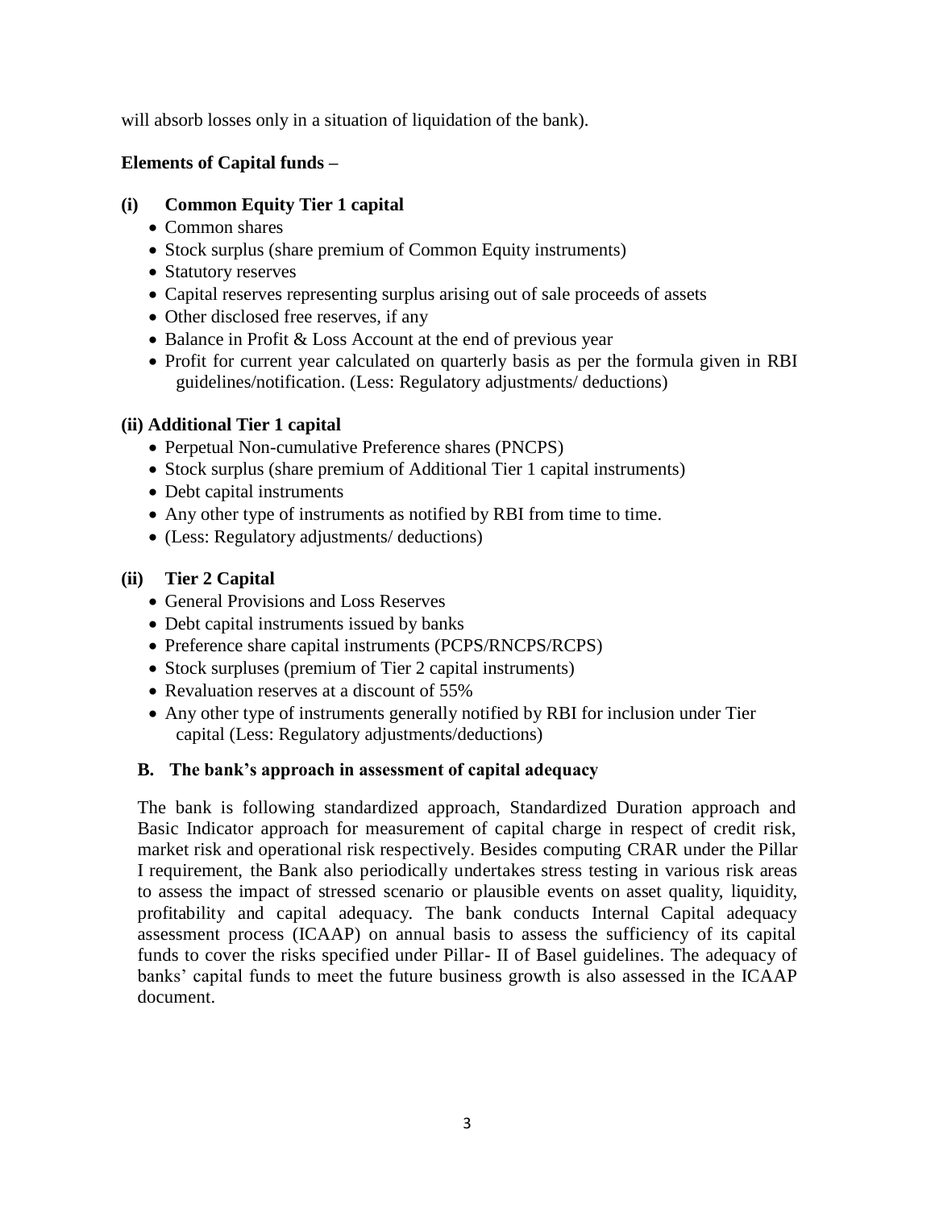will absorb losses only in a situation of liquidation of the bank).

**Elements of Capital funds –**

**(i) Common Equity Tier 1 capital**

- Common shares
- Stock surplus (share premium of Common Equity instruments)
- Statutory reserves
- Capital reserves representing surplus arising out of sale proceeds of assets
- Other disclosed free reserves, if any
- Balance in Profit & Loss Account at the end of previous year
- Profit for current year calculated on quarterly basis as per the formula given in RBI guidelines/notification. (Less: Regulatory adjustments/ deductions)

**(ii) Additional Tier 1 capital**

- Perpetual Non-cumulative Preference shares (PNCPS)
- Stock surplus (share premium of Additional Tier 1 capital instruments)
- Debt capital instruments
- Any other type of instruments as notified by RBI from time to time.
- (Less: Regulatory adjustments/ deductions)

**(ii) Tier 2 Capital**

- General Provisions and Loss Reserves
- Debt capital instruments issued by banks
- Preference share capital instruments (PCPS/RNCPS/RCPS)
- Stock surpluses (premium of Tier 2 capital instruments)
- Revaluation reserves at a discount of 55%
- Any other type of instruments generally notified by RBI for inclusion under Tier capital (Less: Regulatory adjustments/deductions)

**B. The bank's approach in assessment of capital adequacy**

The bank is following standardized approach, Standardized Duration approach and Basic Indicator approach for measurement of capital charge in respect of credit risk, market risk and operational risk respectively. Besides computing CRAR under the Pillar I requirement, the Bank also periodically undertakes stress testing in various risk areas to assess the impact of stressed scenario or plausible events on asset quality, liquidity, profitability and capital adequacy. The bank conducts Internal Capital adequacy assessment process (ICAAP) on annual basis to assess the sufficiency of its capital funds to cover the risks specified under Pillar- II of Basel guidelines. The adequacy of banks' capital funds to meet the future business growth is also assessed in the ICAAP document.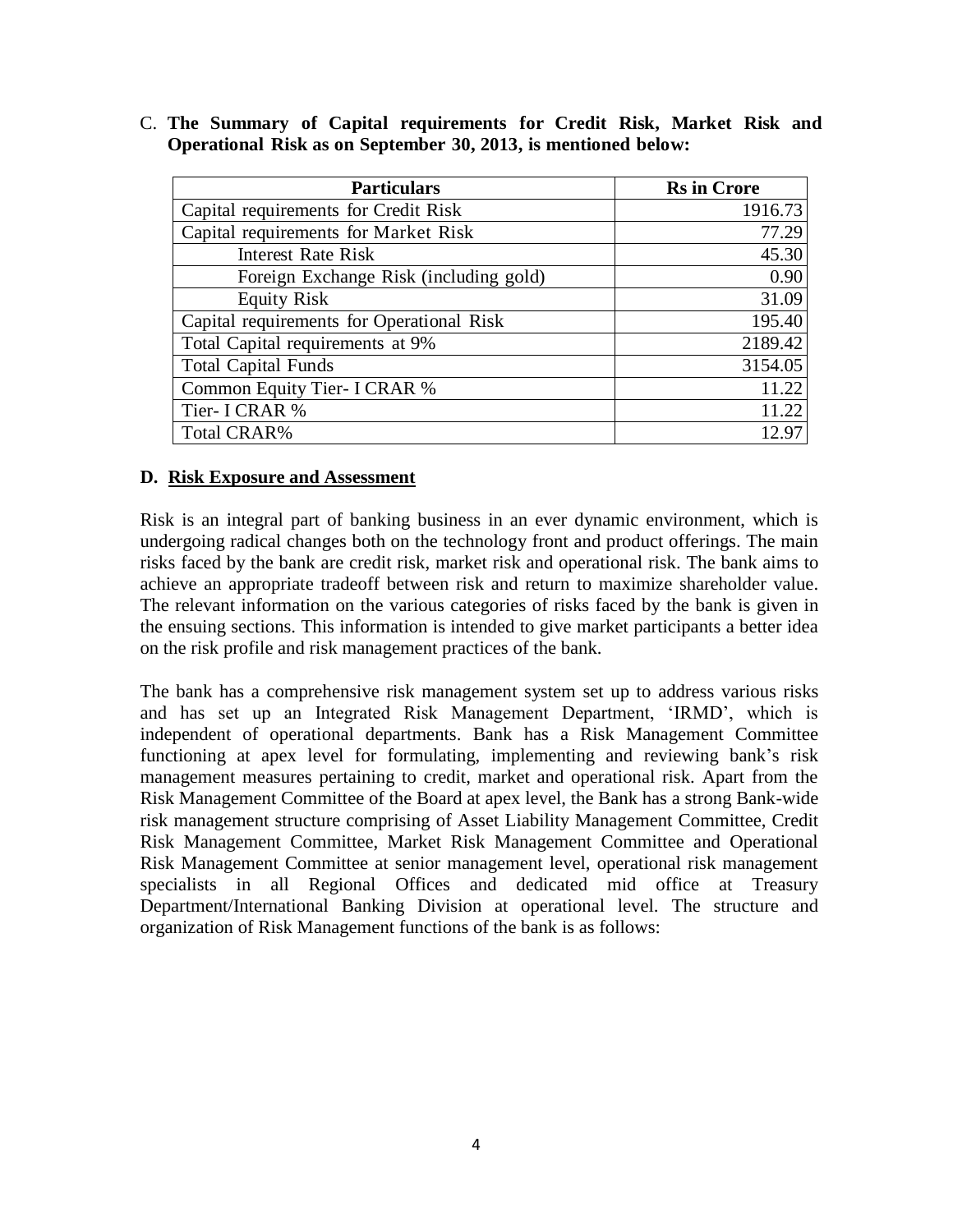C. **The Summary of Capital requirements for Credit Risk, Market Risk and Operational Risk as on September 30, 2013, is mentioned below:**

| Particulars | Rs in Crore |
|---|---|
| Capital requirements for Credit Risk | 1916.73 |
| Capital requirements for Market Risk | 77.29 |
| Interest Rate Risk | 45.30 |
| Foreign Exchange Risk (including gold) | 0.90 |
| Equity Risk | 31.09 |
| Capital requirements for Operational Risk | 195.40 |
| Total Capital requirements at 9% | 2189.42 |
| Total Capital Funds | 3154.05 |
| Common Equity Tier- I CRAR % | 11.22 |
| Tier- I CRAR % | 11.22 |
| Total CRAR% | 12.97 |

**D. Risk Exposure and Assessment**

Risk is an integral part of banking business in an ever dynamic environment, which is undergoing radical changes both on the technology front and product offerings. The main risks faced by the bank are credit risk, market risk and operational risk. The bank aims to achieve an appropriate tradeoff between risk and return to maximize shareholder value. The relevant information on the various categories of risks faced by the bank is given in the ensuing sections. This information is intended to give market participants a better idea on the risk profile and risk management practices of the bank.

The bank has a comprehensive risk management system set up to address various risks and has set up an Integrated Risk Management Department, 'IRMD', which is independent of operational departments. Bank has a Risk Management Committee functioning at apex level for formulating, implementing and reviewing bank's risk management measures pertaining to credit, market and operational risk. Apart from the Risk Management Committee of the Board at apex level, the Bank has a strong Bank-wide risk management structure comprising of Asset Liability Management Committee, Credit Risk Management Committee, Market Risk Management Committee and Operational Risk Management Committee at senior management level, operational risk management specialists in all Regional Offices and dedicated mid office at Treasury Department/International Banking Division at operational level. The structure and organization of Risk Management functions of the bank is as follows: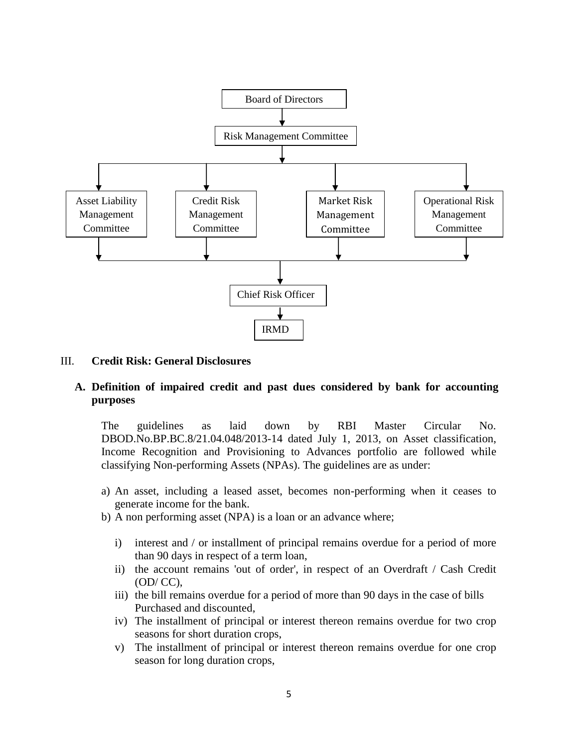Board of Directors

↓

Risk Management Committee

↓

| Asset Liability Management Committee | Credit Risk Management Committee | Market Risk Management Committee | Operational Risk Management Committee |
|---|---|---|---|

↓

Chief Risk Officer

↓

IRMD

III. **Credit Risk: General Disclosures**

**A. Definition of impaired credit and past dues considered by bank for accounting purposes**

The guidelines as laid down by RBI Master Circular No. DBOD.No.BP.BC.8/21.04.048/2013-14 dated July 1, 2013, on Asset classification, Income Recognition and Provisioning to Advances portfolio are followed while classifying Non-performing Assets (NPAs). The guidelines are as under:

a) An asset, including a leased asset, becomes non-performing when it ceases to generate income for the bank.

b) A non performing asset (NPA) is a loan or an advance where;

   i) interest and / or installment of principal remains overdue for a period of more than 90 days in respect of a term loan,

   ii) the account remains 'out of order', in respect of an Overdraft / Cash Credit (OD/ CC),

   iii) the bill remains overdue for a period of more than 90 days in the case of bills Purchased and discounted,

   iv) The installment of principal or interest thereon remains overdue for two crop seasons for short duration crops,

   v) The installment of principal or interest thereon remains overdue for one crop season for long duration crops,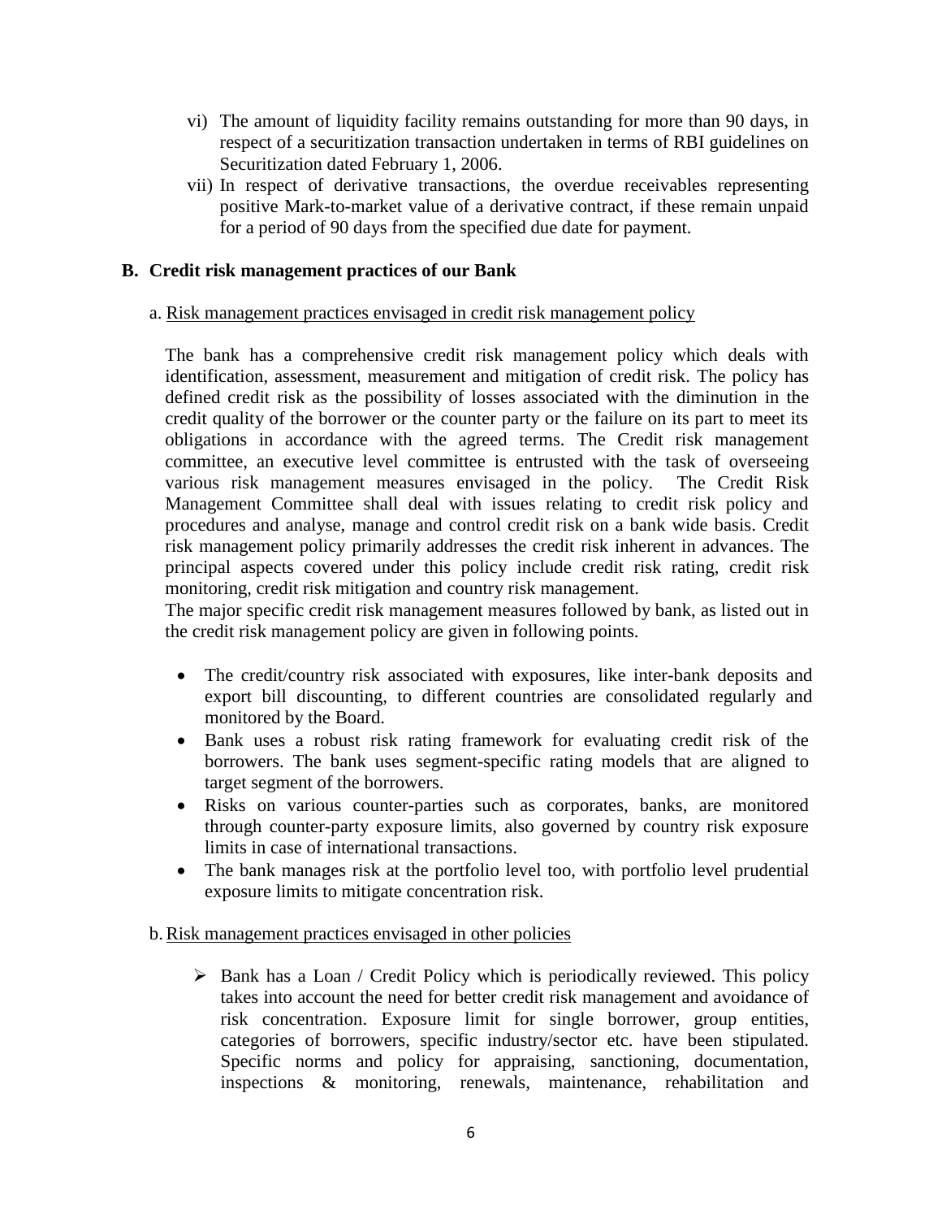vi) The amount of liquidity facility remains outstanding for more than 90 days, in respect of a securitization transaction undertaken in terms of RBI guidelines on Securitization dated February 1, 2006.

vii) In respect of derivative transactions, the overdue receivables representing positive Mark-to-market value of a derivative contract, if these remain unpaid for a period of 90 days from the specified due date for payment.

## B. Credit risk management practices of our Bank

a. Risk management practices envisaged in credit risk management policy

The bank has a comprehensive credit risk management policy which deals with identification, assessment, measurement and mitigation of credit risk. The policy has defined credit risk as the possibility of losses associated with the diminution in the credit quality of the borrower or the counter party or the failure on its part to meet its obligations in accordance with the agreed terms. The Credit risk management committee, an executive level committee is entrusted with the task of overseeing various risk management measures envisaged in the policy. The Credit Risk Management Committee shall deal with issues relating to credit risk policy and procedures and analyse, manage and control credit risk on a bank wide basis. Credit risk management policy primarily addresses the credit risk inherent in advances. The principal aspects covered under this policy include credit risk rating, credit risk monitoring, credit risk mitigation and country risk management.

The major specific credit risk management measures followed by bank, as listed out in the credit risk management policy are given in following points.

- The credit/country risk associated with exposures, like inter-bank deposits and export bill discounting, to different countries are consolidated regularly and monitored by the Board.
- Bank uses a robust risk rating framework for evaluating credit risk of the borrowers. The bank uses segment-specific rating models that are aligned to target segment of the borrowers.
- Risks on various counter-parties such as corporates, banks, are monitored through counter-party exposure limits, also governed by country risk exposure limits in case of international transactions.
- The bank manages risk at the portfolio level too, with portfolio level prudential exposure limits to mitigate concentration risk.

b. Risk management practices envisaged in other policies

- Bank has a Loan / Credit Policy which is periodically reviewed. This policy takes into account the need for better credit risk management and avoidance of risk concentration. Exposure limit for single borrower, group entities, categories of borrowers, specific industry/sector etc. have been stipulated. Specific norms and policy for appraising, sanctioning, documentation, inspections & monitoring, renewals, maintenance, rehabilitation and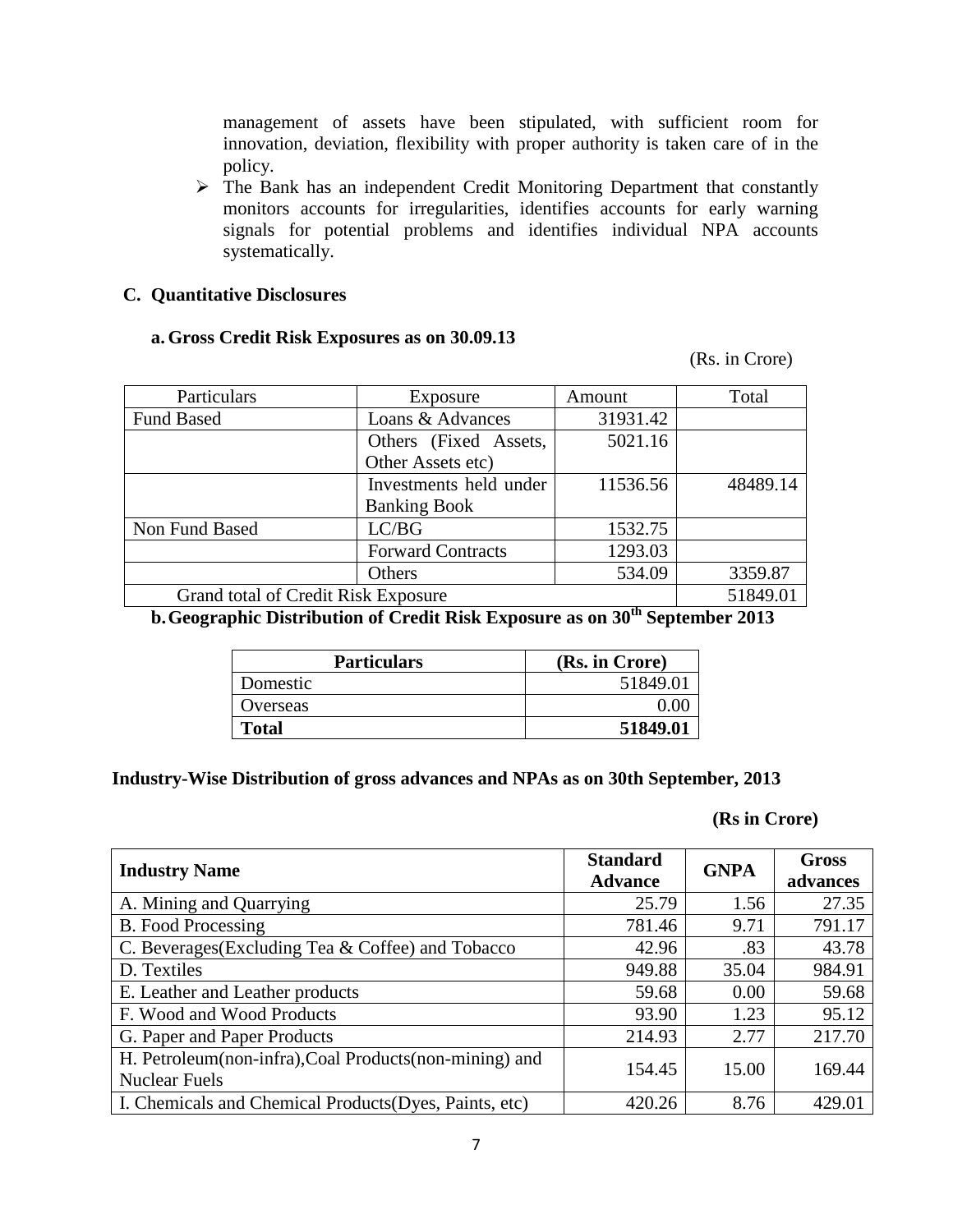management of assets have been stipulated, with sufficient room for innovation, deviation, flexibility with proper authority is taken care of in the policy.

- The Bank has an independent Credit Monitoring Department that constantly monitors accounts for irregularities, identifies accounts for early warning signals for potential problems and identifies individual NPA accounts systematically.

## C. Quantitative Disclosures

### a. Gross Credit Risk Exposures as on 30.09.13

(Rs. in Crore)

| Particulars | Exposure | Amount | Total |
|---|---|---|---|
| Fund Based | Loans & Advances | 31931.42 | |
| | Others (Fixed Assets, Other Assets etc) | 5021.16 | |
| | Investments held under Banking Book | 11536.56 | 48489.14 |
| Non Fund Based | LC/BG | 1532.75 | |
| | Forward Contracts | 1293.03 | |
| | Others | 534.09 | 3359.87 |
| Grand total of Credit Risk Exposure | | | 51849.01 |

### b. Geographic Distribution of Credit Risk Exposure as on 30th September 2013

| Particulars | (Rs. in Crore) |
|---|---|
| Domestic | 51849.01 |
| Overseas | 0.00 |
| **Total** | **51849.01** |

### Industry-Wise Distribution of gross advances and NPAs as on 30th September, 2013

**(Rs in Crore)**

| Industry Name | Standard Advance | GNPA | Gross advances |
|---|---|---|---|
| A. Mining and Quarrying | 25.79 | 1.56 | 27.35 |
| B. Food Processing | 781.46 | 9.71 | 791.17 |
| C. Beverages(Excluding Tea & Coffee) and Tobacco | 42.96 | .83 | 43.78 |
| D. Textiles | 949.88 | 35.04 | 984.91 |
| E. Leather and Leather products | 59.68 | 0.00 | 59.68 |
| F. Wood and Wood Products | 93.90 | 1.23 | 95.12 |
| G. Paper and Paper Products | 214.93 | 2.77 | 217.70 |
| H. Petroleum(non-infra),Coal Products(non-mining) and Nuclear Fuels | 154.45 | 15.00 | 169.44 |
| I. Chemicals and Chemical Products(Dyes, Paints, etc) | 420.26 | 8.76 | 429.01 |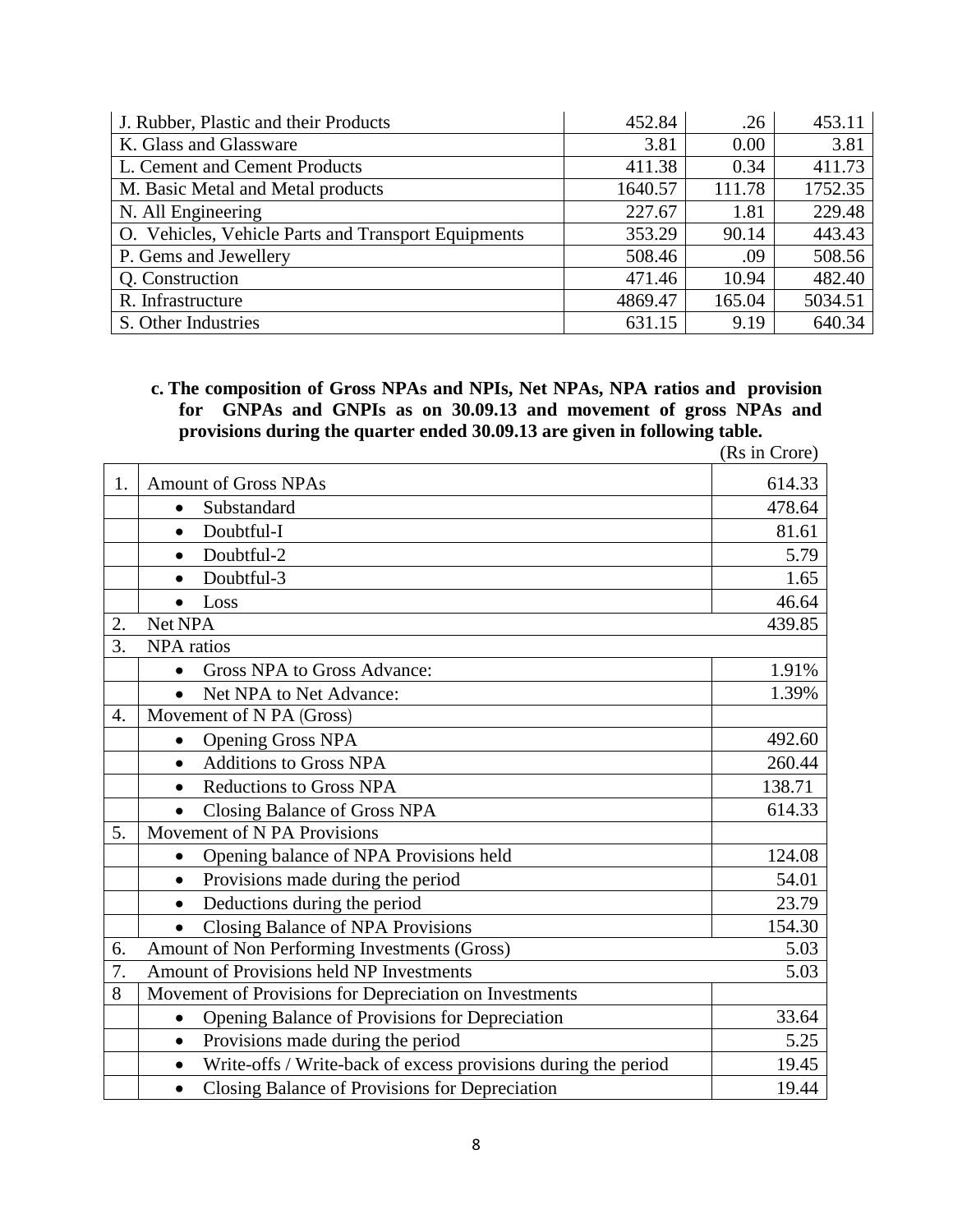| | | | |
|---|---|---|---|
| J. Rubber, Plastic and their Products | 452.84 | .26 | 453.11 |
| K. Glass and Glassware | 3.81 | 0.00 | 3.81 |
| L. Cement and Cement Products | 411.38 | 0.34 | 411.73 |
| M. Basic Metal and Metal products | 1640.57 | 111.78 | 1752.35 |
| N. All Engineering | 227.67 | 1.81 | 229.48 |
| O. Vehicles, Vehicle Parts and Transport Equipments | 353.29 | 90.14 | 443.43 |
| P. Gems and Jewellery | 508.46 | .09 | 508.56 |
| Q. Construction | 471.46 | 10.94 | 482.40 |
| R. Infrastructure | 4869.47 | 165.04 | 5034.51 |
| S. Other Industries | 631.15 | 9.19 | 640.34 |

**c. The composition of Gross NPAs and NPIs, Net NPAs, NPA ratios and provision for GNPAs and GNPIs as on 30.09.13 and movement of gross NPAs and provisions during the quarter ended 30.09.13 are given in following table.**

(Rs in Crore)

| | | |
|---|---|---|
| 1. | Amount of Gross NPAs | 614.33 |
| | • Substandard | 478.64 |
| | • Doubtful-I | 81.61 |
| | • Doubtful-2 | 5.79 |
| | • Doubtful-3 | 1.65 |
| | • Loss | 46.64 |
| 2. | Net NPA | 439.85 |
| 3. | NPA ratios | |
| | • Gross NPA to Gross Advance: | 1.91% |
| | • Net NPA to Net Advance: | 1.39% |
| 4. | Movement of N PA (Gross) | |
| | • Opening Gross NPA | 492.60 |
| | • Additions to Gross NPA | 260.44 |
| | • Reductions to Gross NPA | 138.71 |
| | • Closing Balance of Gross NPA | 614.33 |
| 5. | Movement of N PA Provisions | |
| | • Opening balance of NPA Provisions held | 124.08 |
| | • Provisions made during the period | 54.01 |
| | • Deductions during the period | 23.79 |
| | • Closing Balance of NPA Provisions | 154.30 |
| 6. | Amount of Non Performing Investments (Gross) | 5.03 |
| 7. | Amount of Provisions held NP Investments | 5.03 |
| 8 | Movement of Provisions for Depreciation on Investments | |
| | • Opening Balance of Provisions for Depreciation | 33.64 |
| | • Provisions made during the period | 5.25 |
| | • Write-offs / Write-back of excess provisions during the period | 19.45 |
| | • Closing Balance of Provisions for Depreciation | 19.44 |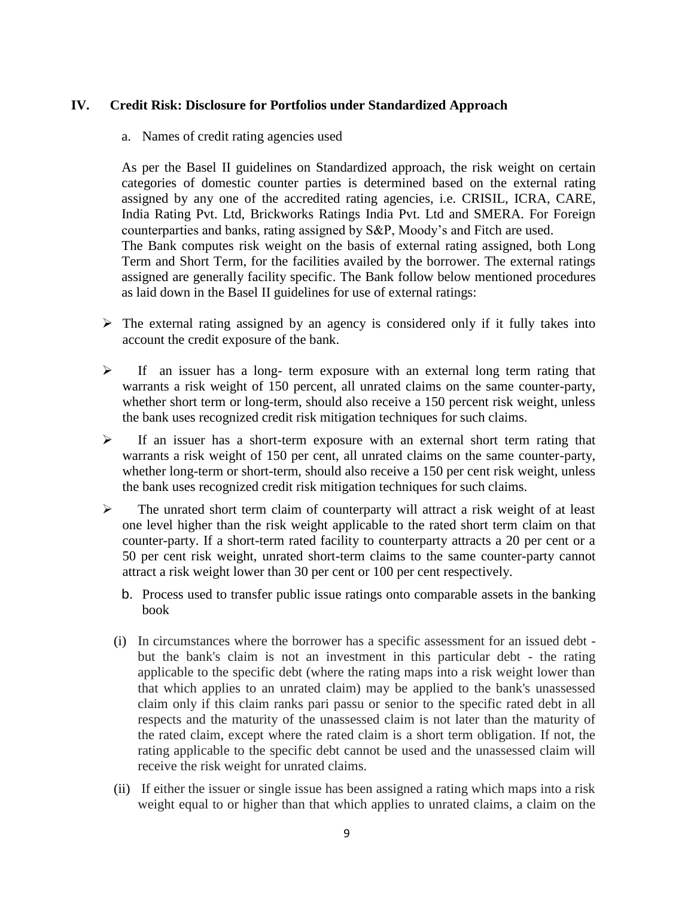## IV. Credit Risk: Disclosure for Portfolios under Standardized Approach

a. Names of credit rating agencies used

As per the Basel II guidelines on Standardized approach, the risk weight on certain categories of domestic counter parties is determined based on the external rating assigned by any one of the accredited rating agencies, i.e. CRISIL, ICRA, CARE, India Rating Pvt. Ltd, Brickworks Ratings India Pvt. Ltd and SMERA. For Foreign counterparties and banks, rating assigned by S&P, Moody's and Fitch are used.
The Bank computes risk weight on the basis of external rating assigned, both Long Term and Short Term, for the facilities availed by the borrower. The external ratings assigned are generally facility specific. The Bank follow below mentioned procedures as laid down in the Basel II guidelines for use of external ratings:

- The external rating assigned by an agency is considered only if it fully takes into account the credit exposure of the bank.
- If an issuer has a long- term exposure with an external long term rating that warrants a risk weight of 150 percent, all unrated claims on the same counter-party, whether short term or long-term, should also receive a 150 percent risk weight, unless the bank uses recognized credit risk mitigation techniques for such claims.
- If an issuer has a short-term exposure with an external short term rating that warrants a risk weight of 150 per cent, all unrated claims on the same counter-party, whether long-term or short-term, should also receive a 150 per cent risk weight, unless the bank uses recognized credit risk mitigation techniques for such claims.
- The unrated short term claim of counterparty will attract a risk weight of at least one level higher than the risk weight applicable to the rated short term claim on that counter-party. If a short-term rated facility to counterparty attracts a 20 per cent or a 50 per cent risk weight, unrated short-term claims to the same counter-party cannot attract a risk weight lower than 30 per cent or 100 per cent respectively.

b. Process used to transfer public issue ratings onto comparable assets in the banking book

(i) In circumstances where the borrower has a specific assessment for an issued debt - but the bank's claim is not an investment in this particular debt - the rating applicable to the specific debt (where the rating maps into a risk weight lower than that which applies to an unrated claim) may be applied to the bank's unassessed claim only if this claim ranks pari passu or senior to the specific rated debt in all respects and the maturity of the unassessed claim is not later than the maturity of the rated claim, except where the rated claim is a short term obligation. If not, the rating applicable to the specific debt cannot be used and the unassessed claim will receive the risk weight for unrated claims.

(ii) If either the issuer or single issue has been assigned a rating which maps into a risk weight equal to or higher than that which applies to unrated claims, a claim on the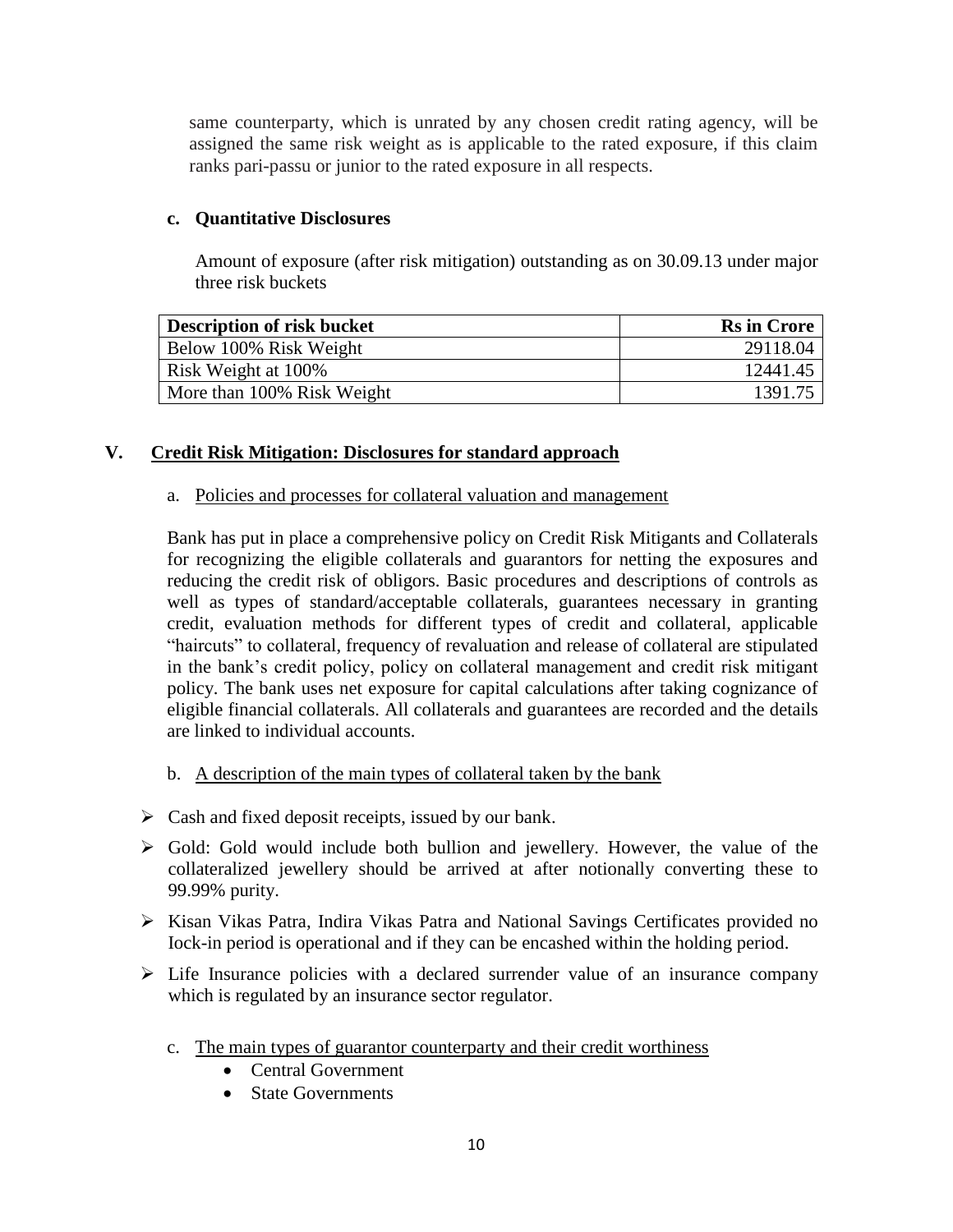same counterparty, which is unrated by any chosen credit rating agency, will be assigned the same risk weight as is applicable to the rated exposure, if this claim ranks pari-passu or junior to the rated exposure in all respects.

**c. Quantitative Disclosures**

Amount of exposure (after risk mitigation) outstanding as on 30.09.13 under major three risk buckets

| Description of risk bucket | Rs in Crore |
|---|---|
| Below 100% Risk Weight | 29118.04 |
| Risk Weight at 100% | 12441.45 |
| More than 100% Risk Weight | 1391.75 |

## V. Credit Risk Mitigation: Disclosures for standard approach

a. Policies and processes for collateral valuation and management

Bank has put in place a comprehensive policy on Credit Risk Mitigants and Collaterals for recognizing the eligible collaterals and guarantors for netting the exposures and reducing the credit risk of obligors. Basic procedures and descriptions of controls as well as types of standard/acceptable collaterals, guarantees necessary in granting credit, evaluation methods for different types of credit and collateral, applicable "haircuts" to collateral, frequency of revaluation and release of collateral are stipulated in the bank's credit policy, policy on collateral management and credit risk mitigant policy. The bank uses net exposure for capital calculations after taking cognizance of eligible financial collaterals. All collaterals and guarantees are recorded and the details are linked to individual accounts.

b. A description of the main types of collateral taken by the bank

- Cash and fixed deposit receipts, issued by our bank.
- Gold: Gold would include both bullion and jewellery. However, the value of the collateralized jewellery should be arrived at after notionally converting these to 99.99% purity.
- Kisan Vikas Patra, Indira Vikas Patra and National Savings Certificates provided no Iock-in period is operational and if they can be encashed within the holding period.
- Life Insurance policies with a declared surrender value of an insurance company which is regulated by an insurance sector regulator.

c. The main types of guarantor counterparty and their credit worthiness

- Central Government
- State Governments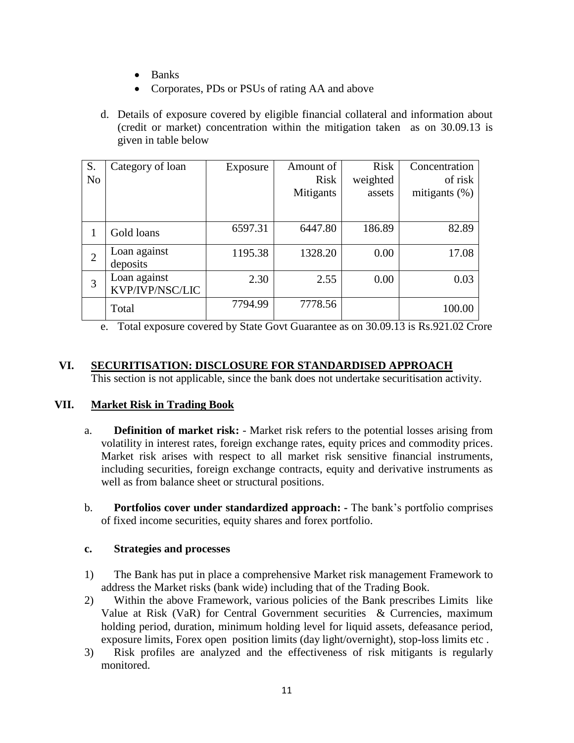- Banks
- Corporates, PDs or PSUs of rating AA and above

d. Details of exposure covered by eligible financial collateral and information about (credit or market) concentration within the mitigation taken as on 30.09.13 is given in table below

| S. No | Category of loan | Exposure | Amount of Risk Mitigants | Risk weighted assets | Concentration of risk mitigants (%) |
|---|---|---|---|---|---|
| 1 | Gold loans | 6597.31 | 6447.80 | 186.89 | 82.89 |
| 2 | Loan against deposits | 1195.38 | 1328.20 | 0.00 | 17.08 |
| 3 | Loan against KVP/IVP/NSC/LIC | 2.30 | 2.55 | 0.00 | 0.03 |
| | Total | 7794.99 | 7778.56 | | 100.00 |

e. Total exposure covered by State Govt Guarantee as on 30.09.13 is Rs.921.02 Crore

## VI. SECURITISATION: DISCLOSURE FOR STANDARDISED APPROACH

This section is not applicable, since the bank does not undertake securitisation activity.

## VII. Market Risk in Trading Book

a. **Definition of market risk:** - Market risk refers to the potential losses arising from volatility in interest rates, foreign exchange rates, equity prices and commodity prices. Market risk arises with respect to all market risk sensitive financial instruments, including securities, foreign exchange contracts, equity and derivative instruments as well as from balance sheet or structural positions.

b. **Portfolios cover under standardized approach: -** The bank's portfolio comprises of fixed income securities, equity shares and forex portfolio.

**c. Strategies and processes**

1) The Bank has put in place a comprehensive Market risk management Framework to address the Market risks (bank wide) including that of the Trading Book.
2) Within the above Framework, various policies of the Bank prescribes Limits like Value at Risk (VaR) for Central Government securities & Currencies, maximum holding period, duration, minimum holding level for liquid assets, defeasance period, exposure limits, Forex open position limits (day light/overnight), stop-loss limits etc .
3) Risk profiles are analyzed and the effectiveness of risk mitigants is regularly monitored.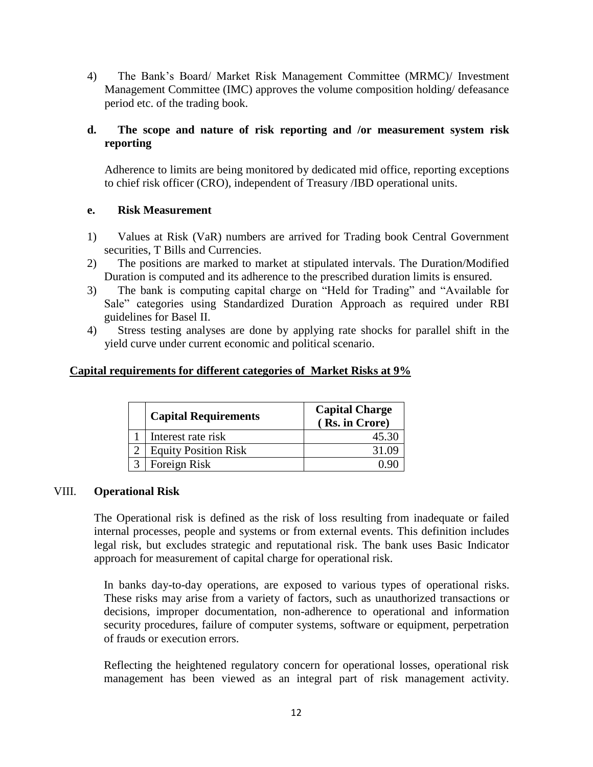4) The Bank's Board/ Market Risk Management Committee (MRMC)/ Investment Management Committee (IMC) approves the volume composition holding/ defeasance period etc. of the trading book.

**d. The scope and nature of risk reporting and /or measurement system risk reporting**

Adherence to limits are being monitored by dedicated mid office, reporting exceptions to chief risk officer (CRO), independent of Treasury /IBD operational units.

**e. Risk Measurement**

1) Values at Risk (VaR) numbers are arrived for Trading book Central Government securities, T Bills and Currencies.
2) The positions are marked to market at stipulated intervals. The Duration/Modified Duration is computed and its adherence to the prescribed duration limits is ensured.
3) The bank is computing capital charge on "Held for Trading" and "Available for Sale" categories using Standardized Duration Approach as required under RBI guidelines for Basel II.
4) Stress testing analyses are done by applying rate shocks for parallel shift in the yield curve under current economic and political scenario.

**Capital requirements for different categories of Market Risks at 9%**

| | Capital Requirements | Capital Charge ( Rs. in Crore) |
|---|---|---|
| 1 | Interest rate risk | 45.30 |
| 2 | Equity Position Risk | 31.09 |
| 3 | Foreign Risk | 0.90 |

## VIII. Operational Risk

The Operational risk is defined as the risk of loss resulting from inadequate or failed internal processes, people and systems or from external events. This definition includes legal risk, but excludes strategic and reputational risk. The bank uses Basic Indicator approach for measurement of capital charge for operational risk.

In banks day-to-day operations, are exposed to various types of operational risks. These risks may arise from a variety of factors, such as unauthorized transactions or decisions, improper documentation, non-adherence to operational and information security procedures, failure of computer systems, software or equipment, perpetration of frauds or execution errors.

Reflecting the heightened regulatory concern for operational losses, operational risk management has been viewed as an integral part of risk management activity.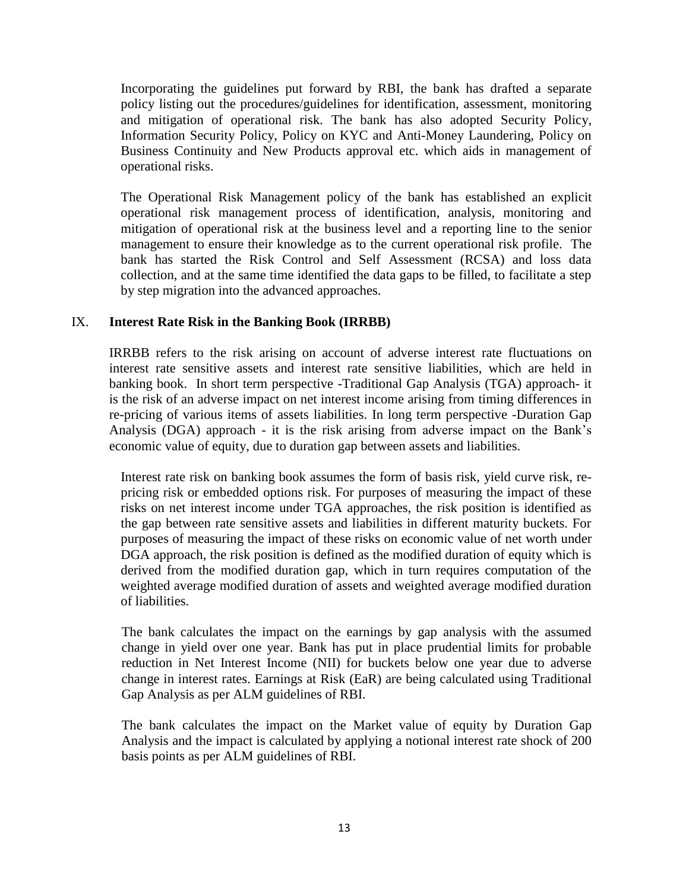Incorporating the guidelines put forward by RBI, the bank has drafted a separate policy listing out the procedures/guidelines for identification, assessment, monitoring and mitigation of operational risk. The bank has also adopted Security Policy, Information Security Policy, Policy on KYC and Anti-Money Laundering, Policy on Business Continuity and New Products approval etc. which aids in management of operational risks.

The Operational Risk Management policy of the bank has established an explicit operational risk management process of identification, analysis, monitoring and mitigation of operational risk at the business level and a reporting line to the senior management to ensure their knowledge as to the current operational risk profile. The bank has started the Risk Control and Self Assessment (RCSA) and loss data collection, and at the same time identified the data gaps to be filled, to facilitate a step by step migration into the advanced approaches.

## IX. Interest Rate Risk in the Banking Book (IRRBB)

IRRBB refers to the risk arising on account of adverse interest rate fluctuations on interest rate sensitive assets and interest rate sensitive liabilities, which are held in banking book. In short term perspective -Traditional Gap Analysis (TGA) approach- it is the risk of an adverse impact on net interest income arising from timing differences in re-pricing of various items of assets liabilities. In long term perspective -Duration Gap Analysis (DGA) approach - it is the risk arising from adverse impact on the Bank's economic value of equity, due to duration gap between assets and liabilities.

Interest rate risk on banking book assumes the form of basis risk, yield curve risk, re-pricing risk or embedded options risk. For purposes of measuring the impact of these risks on net interest income under TGA approaches, the risk position is identified as the gap between rate sensitive assets and liabilities in different maturity buckets. For purposes of measuring the impact of these risks on economic value of net worth under DGA approach, the risk position is defined as the modified duration of equity which is derived from the modified duration gap, which in turn requires computation of the weighted average modified duration of assets and weighted average modified duration of liabilities.

The bank calculates the impact on the earnings by gap analysis with the assumed change in yield over one year. Bank has put in place prudential limits for probable reduction in Net Interest Income (NII) for buckets below one year due to adverse change in interest rates. Earnings at Risk (EaR) are being calculated using Traditional Gap Analysis as per ALM guidelines of RBI.

The bank calculates the impact on the Market value of equity by Duration Gap Analysis and the impact is calculated by applying a notional interest rate shock of 200 basis points as per ALM guidelines of RBI.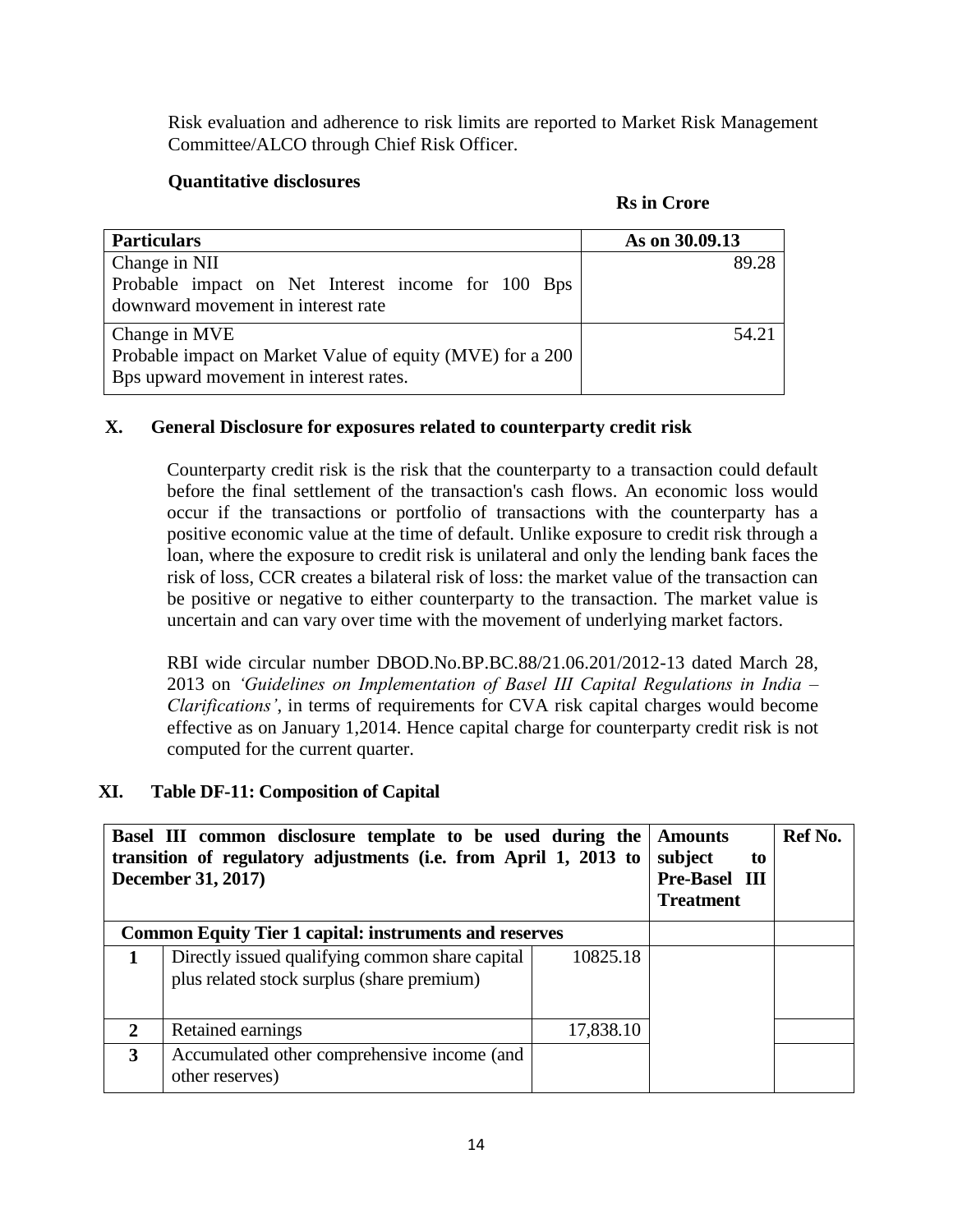Risk evaluation and adherence to risk limits are reported to Market Risk Management Committee/ALCO through Chief Risk Officer.

**Quantitative disclosures**

**Rs in Crore**

| **Particulars** | **As on 30.09.13** |
|---|---|
| Change in NII<br>Probable impact on Net Interest income for 100 Bps downward movement in interest rate | 89.28 |
| Change in MVE<br>Probable impact on Market Value of equity (MVE) for a 200 Bps upward movement in interest rates. | 54.21 |

## X. General Disclosure for exposures related to counterparty credit risk

Counterparty credit risk is the risk that the counterparty to a transaction could default before the final settlement of the transaction's cash flows. An economic loss would occur if the transactions or portfolio of transactions with the counterparty has a positive economic value at the time of default. Unlike exposure to credit risk through a loan, where the exposure to credit risk is unilateral and only the lending bank faces the risk of loss, CCR creates a bilateral risk of loss: the market value of the transaction can be positive or negative to either counterparty to the transaction. The market value is uncertain and can vary over time with the movement of underlying market factors.

RBI wide circular number DBOD.No.BP.BC.88/21.06.201/2012-13 dated March 28, 2013 on *'Guidelines on Implementation of Basel III Capital Regulations in India – Clarifications'*, in terms of requirements for CVA risk capital charges would become effective as on January 1,2014. Hence capital charge for counterparty credit risk is not computed for the current quarter.

## XI. Table DF-11: Composition of Capital

| **Basel III common disclosure template to be used during the transition of regulatory adjustments (i.e. from April 1, 2013 to December 31, 2017)** | | | **Amounts subject to Pre-Basel III Treatment** | **Ref No.** |
|---|---|---|---|---|
| **Common Equity Tier 1 capital: instruments and reserves** | | | | |
| **1** | Directly issued qualifying common share capital plus related stock surplus (share premium) | 10825.18 | | |
| **2** | Retained earnings | 17,838.10 | | |
| **3** | Accumulated other comprehensive income (and other reserves) | | | |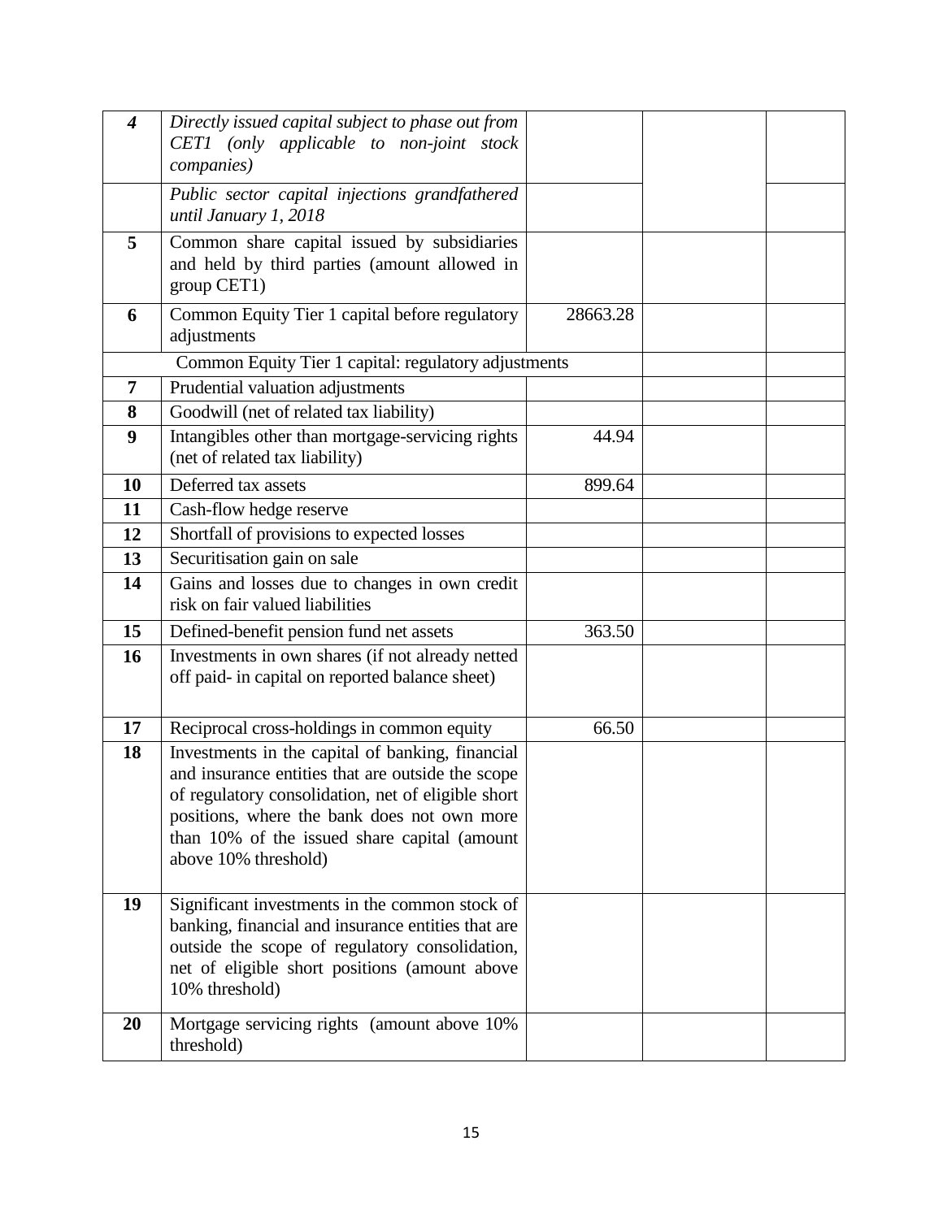| | | | | |
|---|---|---|---|---|
| ***4*** | *Directly issued capital subject to phase out from CET1 (only applicable to non-joint stock companies)* | | | |
| | *Public sector capital injections grandfathered until January 1, 2018* | | | |
| **5** | Common share capital issued by subsidiaries and held by third parties (amount allowed in group CET1) | | | |
| **6** | Common Equity Tier 1 capital before regulatory adjustments | 28663.28 | | |
| | Common Equity Tier 1 capital: regulatory adjustments | | | |
| **7** | Prudential valuation adjustments | | | |
| **8** | Goodwill (net of related tax liability) | | | |
| **9** | Intangibles other than mortgage-servicing rights (net of related tax liability) | 44.94 | | |
| **10** | Deferred tax assets | 899.64 | | |
| **11** | Cash-flow hedge reserve | | | |
| **12** | Shortfall of provisions to expected losses | | | |
| **13** | Securitisation gain on sale | | | |
| **14** | Gains and losses due to changes in own credit risk on fair valued liabilities | | | |
| **15** | Defined-benefit pension fund net assets | 363.50 | | |
| **16** | Investments in own shares (if not already netted off paid- in capital on reported balance sheet) | | | |
| **17** | Reciprocal cross-holdings in common equity | 66.50 | | |
| **18** | Investments in the capital of banking, financial and insurance entities that are outside the scope of regulatory consolidation, net of eligible short positions, where the bank does not own more than 10% of the issued share capital (amount above 10% threshold) | | | |
| **19** | Significant investments in the common stock of banking, financial and insurance entities that are outside the scope of regulatory consolidation, net of eligible short positions (amount above 10% threshold) | | | |
| **20** | Mortgage servicing rights (amount above 10% threshold) | | | |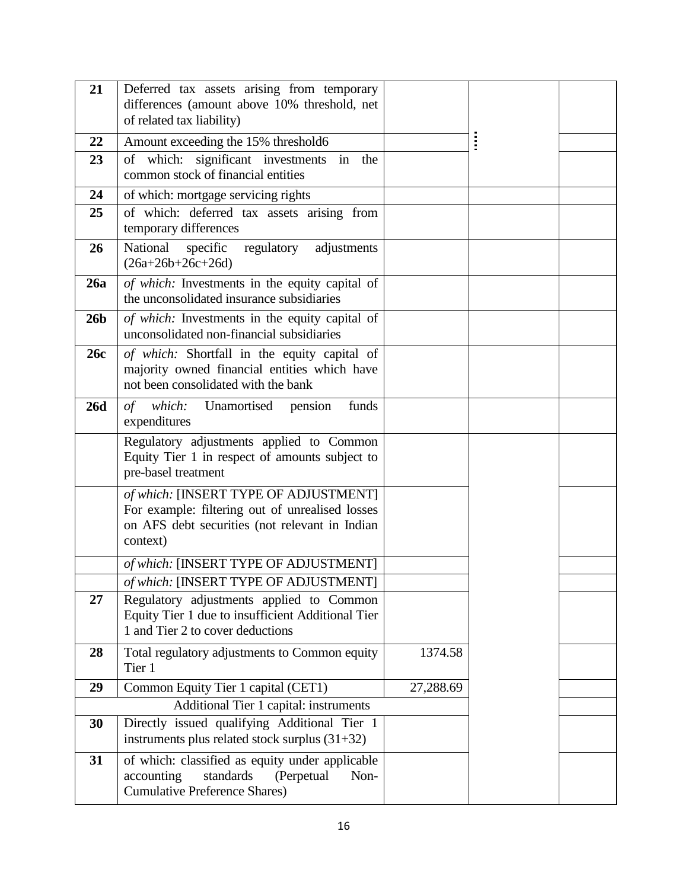| 21 | Deferred tax assets arising from temporary differences (amount above 10% threshold, net of related tax liability) | | | |
|---|---|---|---|---|
| 22 | Amount exceeding the 15% threshold6 | | | |
| 23 | of which: significant investments in the common stock of financial entities | | | |
| 24 | of which: mortgage servicing rights | | | |
| 25 | of which: deferred tax assets arising from temporary differences | | | |
| 26 | National specific regulatory adjustments (26a+26b+26c+26d) | | | |
| 26a | *of which:* Investments in the equity capital of the unconsolidated insurance subsidiaries | | | |
| 26b | *of which:* Investments in the equity capital of unconsolidated non-financial subsidiaries | | | |
| 26c | *of which:* Shortfall in the equity capital of majority owned financial entities which have not been consolidated with the bank | | | |
| 26d | *of which:* Unamortised pension funds expenditures | | | |
| | Regulatory adjustments applied to Common Equity Tier 1 in respect of amounts subject to pre-basel treatment | | | |
| | *of which:* [INSERT TYPE OF ADJUSTMENT] For example: filtering out of unrealised losses on AFS debt securities (not relevant in Indian context) | | | |
| | *of which:* [INSERT TYPE OF ADJUSTMENT] | | | |
| | *of which:* [INSERT TYPE OF ADJUSTMENT] | | | |
| 27 | Regulatory adjustments applied to Common Equity Tier 1 due to insufficient Additional Tier 1 and Tier 2 to cover deductions | | | |
| 28 | Total regulatory adjustments to Common equity Tier 1 | 1374.58 | | |
| 29 | Common Equity Tier 1 capital (CET1) | 27,288.69 | | |
| | Additional Tier 1 capital: instruments | | | |
| 30 | Directly issued qualifying Additional Tier 1 instruments plus related stock surplus (31+32) | | | |
| 31 | of which: classified as equity under applicable accounting standards (Perpetual Non-Cumulative Preference Shares) | | | |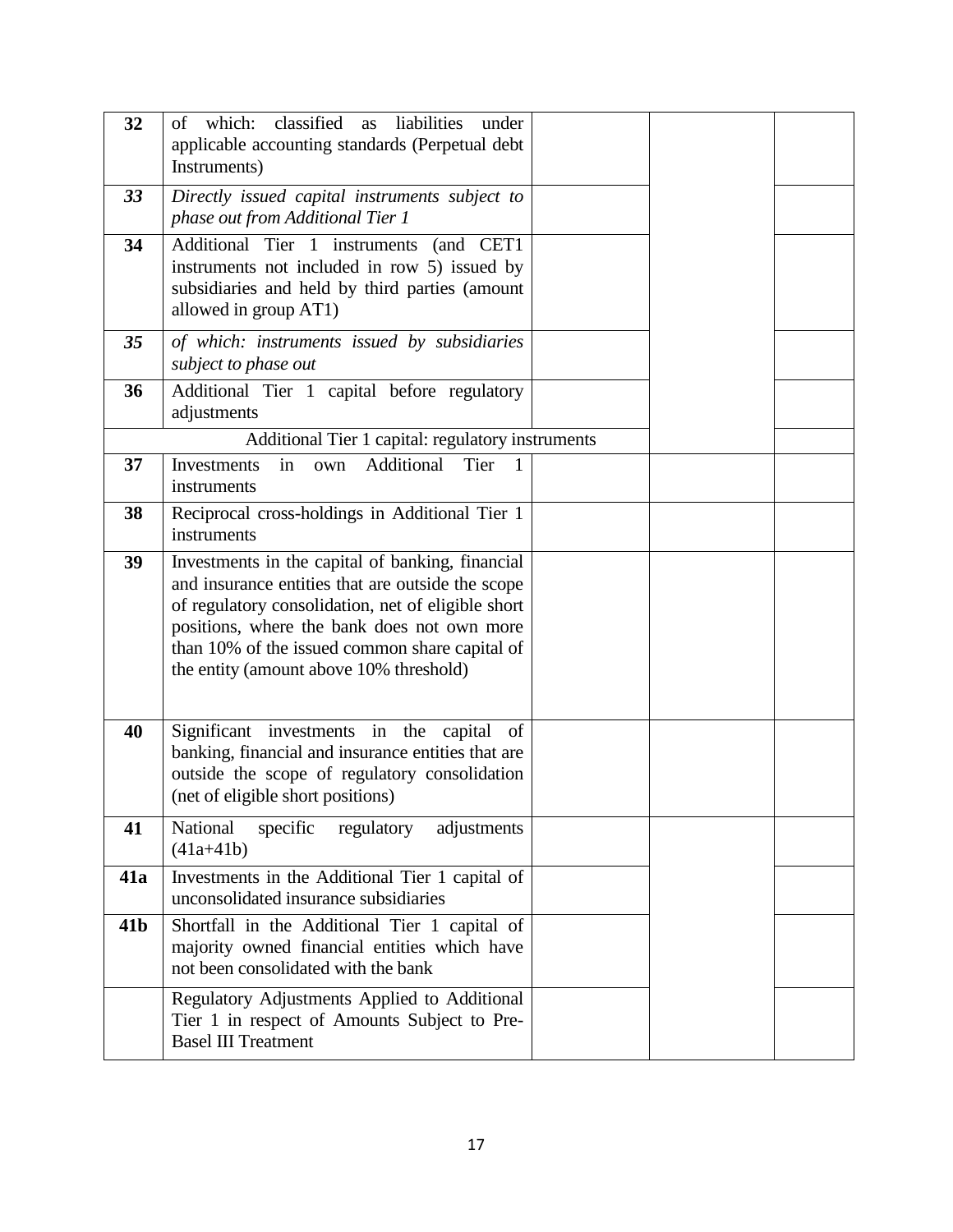| | | | | |
|---|---|---|---|---|
| **32** | of which: classified as liabilities under applicable accounting standards (Perpetual debt Instruments) | | | |
| ***33*** | *Directly issued capital instruments subject to phase out from Additional Tier 1* | | | |
| **34** | Additional Tier 1 instruments (and CET1 instruments not included in row 5) issued by subsidiaries and held by third parties (amount allowed in group AT1) | | | |
| ***35*** | *of which: instruments issued by subsidiaries subject to phase out* | | | |
| **36** | Additional Tier 1 capital before regulatory adjustments | | | |
| | Additional Tier 1 capital: regulatory instruments | | | |
| **37** | Investments in own Additional Tier 1 instruments | | | |
| **38** | Reciprocal cross-holdings in Additional Tier 1 instruments | | | |
| **39** | Investments in the capital of banking, financial and insurance entities that are outside the scope of regulatory consolidation, net of eligible short positions, where the bank does not own more than 10% of the issued common share capital of the entity (amount above 10% threshold) | | | |
| **40** | Significant investments in the capital of banking, financial and insurance entities that are outside the scope of regulatory consolidation (net of eligible short positions) | | | |
| **41** | National specific regulatory adjustments (41a+41b) | | | |
| **41a** | Investments in the Additional Tier 1 capital of unconsolidated insurance subsidiaries | | | |
| **41b** | Shortfall in the Additional Tier 1 capital of majority owned financial entities which have not been consolidated with the bank | | | |
| | Regulatory Adjustments Applied to Additional Tier 1 in respect of Amounts Subject to Pre-Basel III Treatment | | | |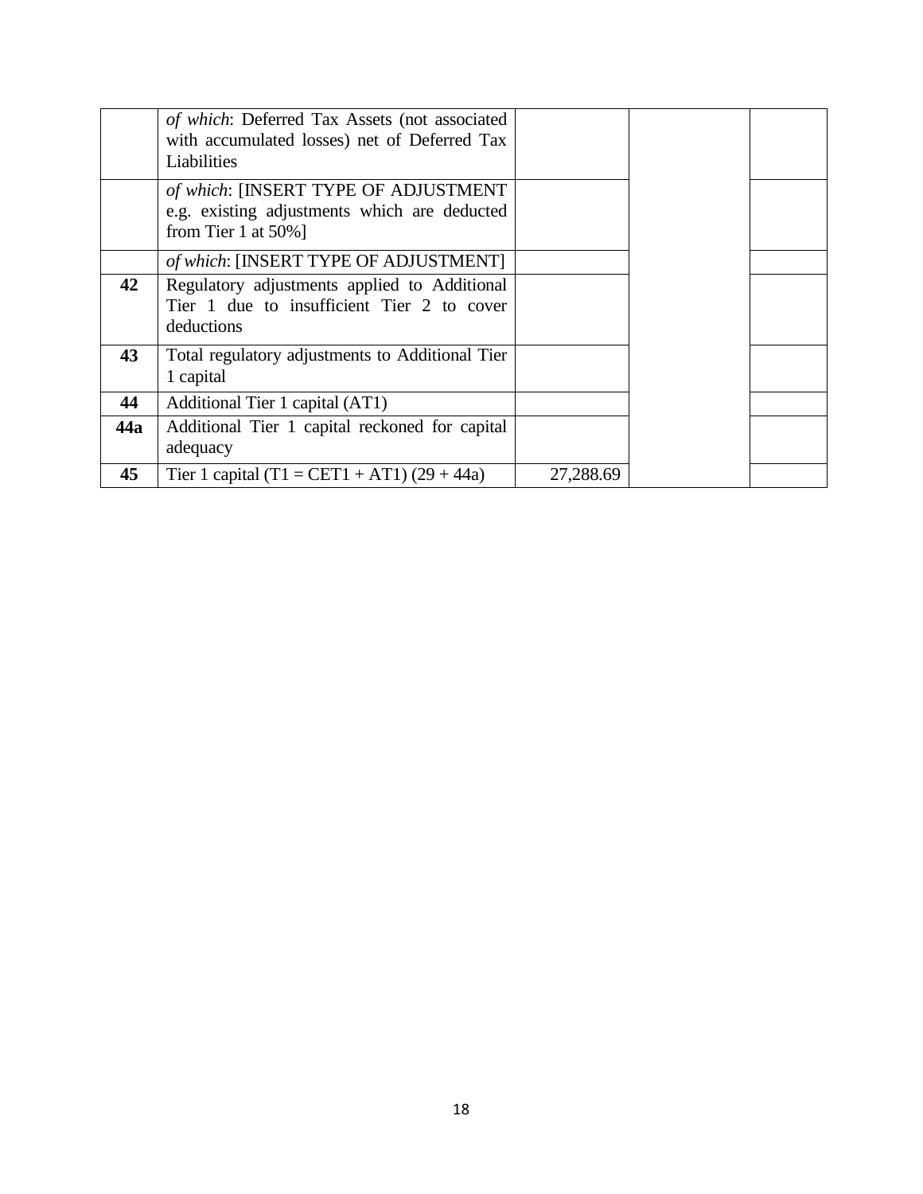| | | | | |
|---|---|---|---|---|
| | *of which*: Deferred Tax Assets (not associated with accumulated losses) net of Deferred Tax Liabilities | | | |
| | *of which*: [INSERT TYPE OF ADJUSTMENT e.g. existing adjustments which are deducted from Tier 1 at 50%] | | | |
| | *of which*: [INSERT TYPE OF ADJUSTMENT] | | | |
| **42** | Regulatory adjustments applied to Additional Tier 1 due to insufficient Tier 2 to cover deductions | | | |
| **43** | Total regulatory adjustments to Additional Tier 1 capital | | | |
| **44** | Additional Tier 1 capital (AT1) | | | |
| **44a** | Additional Tier 1 capital reckoned for capital adequacy | | | |
| **45** | Tier 1 capital (T1 = CET1 + AT1) (29 + 44a) | 27,288.69 | | |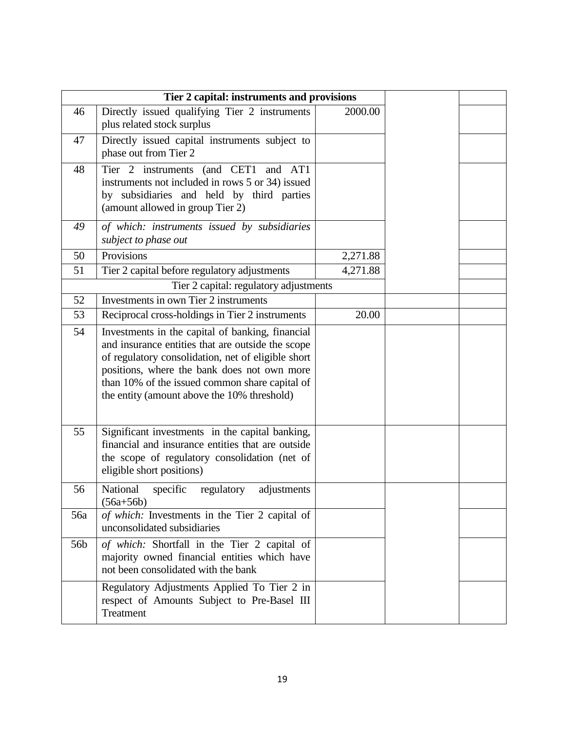| Tier 2 capital: instruments and provisions | | | | |
|---|---|---|---|---|
| 46 | Directly issued qualifying Tier 2 instruments plus related stock surplus | 2000.00 | | |
| 47 | Directly issued capital instruments subject to phase out from Tier 2 | | | |
| 48 | Tier 2 instruments (and CET1 and AT1 instruments not included in rows 5 or 34) issued by subsidiaries and held by third parties (amount allowed in group Tier 2) | | | |
| *49* | *of which: instruments issued by subsidiaries subject to phase out* | | | |
| 50 | Provisions | 2,271.88 | | |
| 51 | Tier 2 capital before regulatory adjustments | 4,271.88 | | |
| | Tier 2 capital: regulatory adjustments | | | |
| 52 | Investments in own Tier 2 instruments | | | |
| 53 | Reciprocal cross-holdings in Tier 2 instruments | 20.00 | | |
| 54 | Investments in the capital of banking, financial and insurance entities that are outside the scope of regulatory consolidation, net of eligible short positions, where the bank does not own more than 10% of the issued common share capital of the entity (amount above the 10% threshold) | | | |
| 55 | Significant investments in the capital banking, financial and insurance entities that are outside the scope of regulatory consolidation (net of eligible short positions) | | | |
| 56 | National specific regulatory adjustments (56a+56b) | | | |
| 56a | *of which:* Investments in the Tier 2 capital of unconsolidated subsidiaries | | | |
| 56b | *of which:* Shortfall in the Tier 2 capital of majority owned financial entities which have not been consolidated with the bank | | | |
| | Regulatory Adjustments Applied To Tier 2 in respect of Amounts Subject to Pre-Basel III Treatment | | | |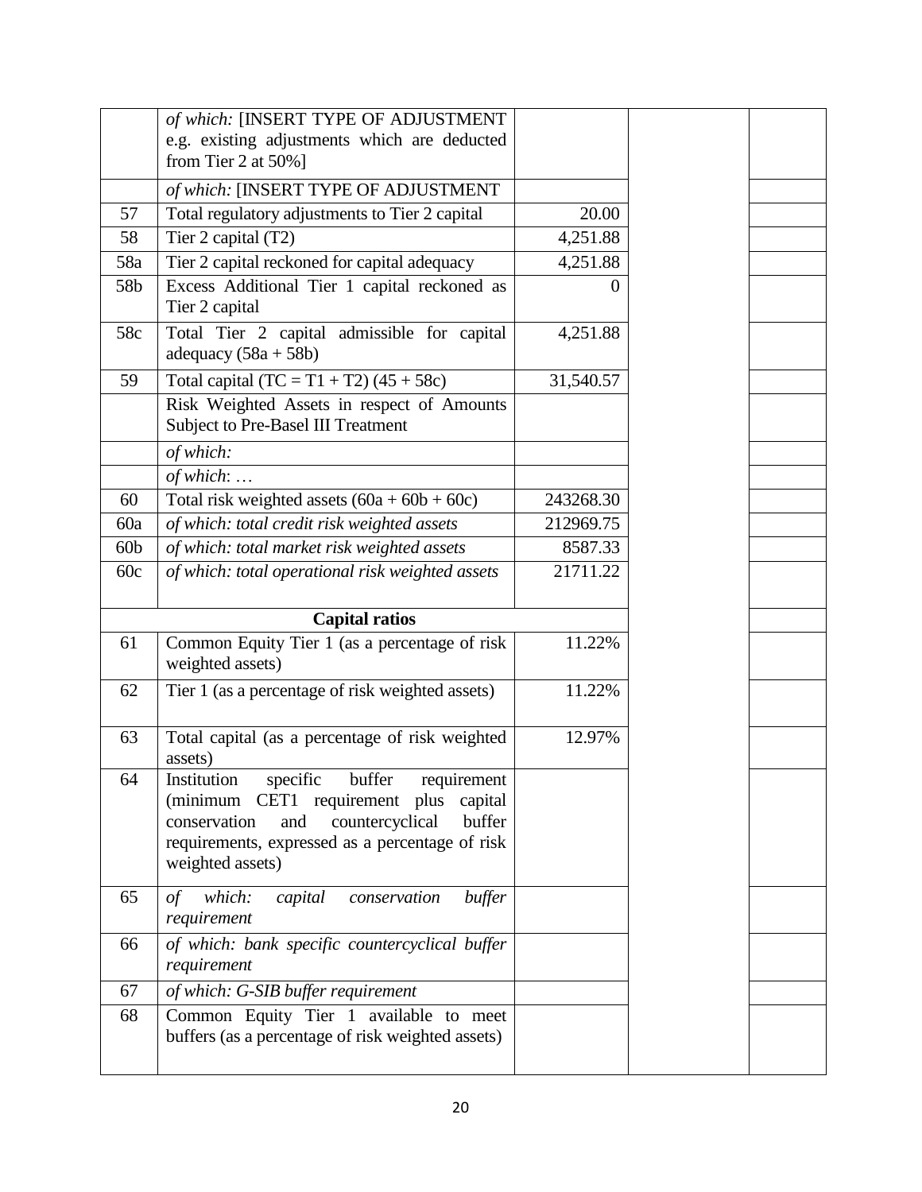| | | | | |
|---|---|---|---|---|
| | *of which:* [INSERT TYPE OF ADJUSTMENT e.g. existing adjustments which are deducted from Tier 2 at 50%] | | | |
| | *of which:* [INSERT TYPE OF ADJUSTMENT | | | |
| 57 | Total regulatory adjustments to Tier 2 capital | 20.00 | | |
| 58 | Tier 2 capital (T2) | 4,251.88 | | |
| 58a | Tier 2 capital reckoned for capital adequacy | 4,251.88 | | |
| 58b | Excess Additional Tier 1 capital reckoned as Tier 2 capital | 0 | | |
| 58c | Total Tier 2 capital admissible for capital adequacy (58a + 58b) | 4,251.88 | | |
| 59 | Total capital (TC = T1 + T2) (45 + 58c) | 31,540.57 | | |
| | Risk Weighted Assets in respect of Amounts Subject to Pre-Basel III Treatment | | | |
| | *of which:* | | | |
| | *of which*: … | | | |
| 60 | Total risk weighted assets (60a + 60b + 60c) | 243268.30 | | |
| 60a | *of which: total credit risk weighted assets* | 212969.75 | | |
| 60b | *of which: total market risk weighted assets* | 8587.33 | | |
| 60c | *of which: total operational risk weighted assets* | 21711.22 | | |
| | **Capital ratios** | | | |
| 61 | Common Equity Tier 1 (as a percentage of risk weighted assets) | 11.22% | | |
| 62 | Tier 1 (as a percentage of risk weighted assets) | 11.22% | | |
| 63 | Total capital (as a percentage of risk weighted assets) | 12.97% | | |
| 64 | Institution specific buffer requirement (minimum CET1 requirement plus capital conservation and countercyclical buffer requirements, expressed as a percentage of risk weighted assets) | | | |
| 65 | *of which: capital conservation buffer requirement* | | | |
| 66 | *of which: bank specific countercyclical buffer requirement* | | | |
| 67 | *of which: G-SIB buffer requirement* | | | |
| 68 | Common Equity Tier 1 available to meet buffers (as a percentage of risk weighted assets) | | | |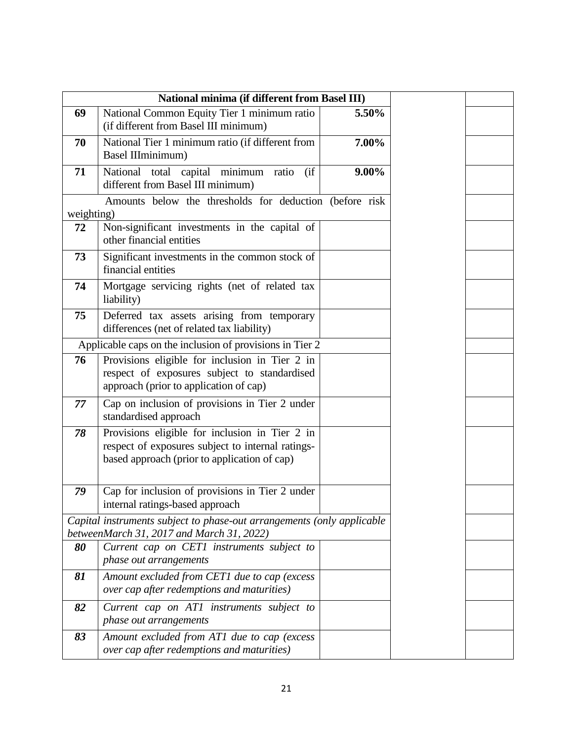| | National minima (if different from Basel III) | | | |
|---|---|---|---|---|
| 69 | National Common Equity Tier 1 minimum ratio (if different from Basel III minimum) | 5.50% | | |
| 70 | National Tier 1 minimum ratio (if different from Basel IIIminimum) | 7.00% | | |
| 71 | National total capital minimum ratio (if different from Basel III minimum) | 9.00% | | |
| | Amounts below the thresholds for deduction (before risk weighting) | | | |
| 72 | Non-significant investments in the capital of other financial entities | | | |
| 73 | Significant investments in the common stock of financial entities | | | |
| 74 | Mortgage servicing rights (net of related tax liability) | | | |
| 75 | Deferred tax assets arising from temporary differences (net of related tax liability) | | | |
| | Applicable caps on the inclusion of provisions in Tier 2 | | | |
| 76 | Provisions eligible for inclusion in Tier 2 in respect of exposures subject to standardised approach (prior to application of cap) | | | |
| *77* | Cap on inclusion of provisions in Tier 2 under standardised approach | | | |
| *78* | Provisions eligible for inclusion in Tier 2 in respect of exposures subject to internal ratings-based approach (prior to application of cap) | | | |
| *79* | Cap for inclusion of provisions in Tier 2 under internal ratings-based approach | | | |
| | *Capital instruments subject to phase-out arrangements (only applicable betweenMarch 31, 2017 and March 31, 2022)* | | | |
| ***80*** | *Current cap on CET1 instruments subject to phase out arrangements* | | | |
| ***81*** | *Amount excluded from CET1 due to cap (excess over cap after redemptions and maturities)* | | | |
| ***82*** | *Current cap on AT1 instruments subject to phase out arrangements* | | | |
| ***83*** | *Amount excluded from AT1 due to cap (excess over cap after redemptions and maturities)* | | | |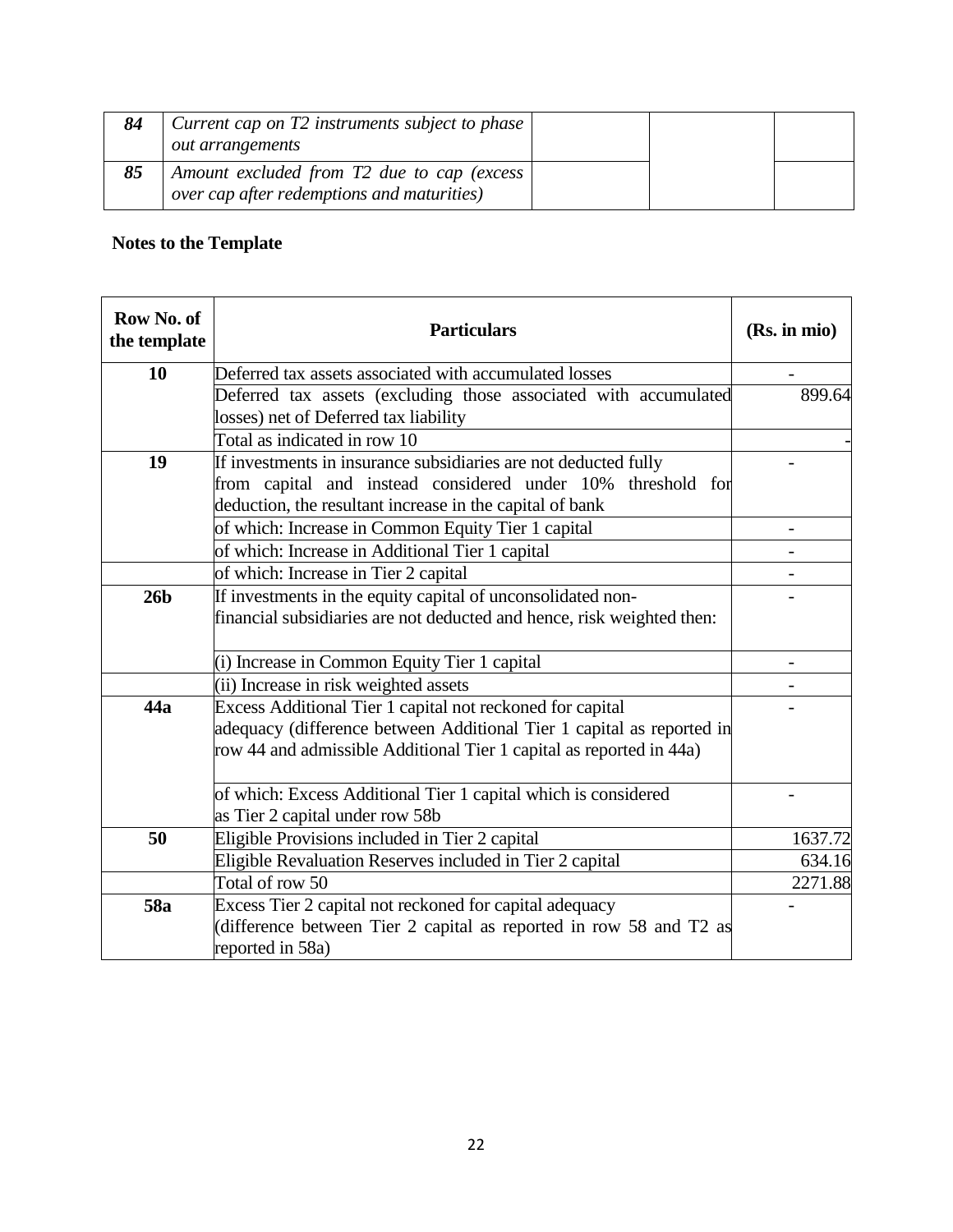| | | | | |
|---|---|---|---|---|
| ***84*** | *Current cap on T2 instruments subject to phase out arrangements* | | | |
| ***85*** | *Amount excluded from T2 due to cap (excess over cap after redemptions and maturities)* | | | |

**Notes to the Template**

| Row No. of the template | Particulars | (Rs. in mio) |
|---|---|---|
| **10** | Deferred tax assets associated with accumulated losses | - |
| | Deferred tax assets (excluding those associated with accumulated losses) net of Deferred tax liability | 899.64 |
| | Total as indicated in row 10 | - |
| **19** | If investments in insurance subsidiaries are not deducted fully from capital and instead considered under 10% threshold for deduction, the resultant increase in the capital of bank | - |
| | of which: Increase in Common Equity Tier 1 capital | - |
| | of which: Increase in Additional Tier 1 capital | - |
| | of which: Increase in Tier 2 capital | - |
| **26b** | If investments in the equity capital of unconsolidated non-financial subsidiaries are not deducted and hence, risk weighted then: | - |
| | (i) Increase in Common Equity Tier 1 capital | - |
| | (ii) Increase in risk weighted assets | - |
| **44a** | Excess Additional Tier 1 capital not reckoned for capital adequacy (difference between Additional Tier 1 capital as reported in row 44 and admissible Additional Tier 1 capital as reported in 44a) | - |
| | of which: Excess Additional Tier 1 capital which is considered as Tier 2 capital under row 58b | - |
| **50** | Eligible Provisions included in Tier 2 capital | 1637.72 |
| | Eligible Revaluation Reserves included in Tier 2 capital | 634.16 |
| | Total of row 50 | 2271.88 |
| **58a** | Excess Tier 2 capital not reckoned for capital adequacy (difference between Tier 2 capital as reported in row 58 and T2 as reported in 58a) | - |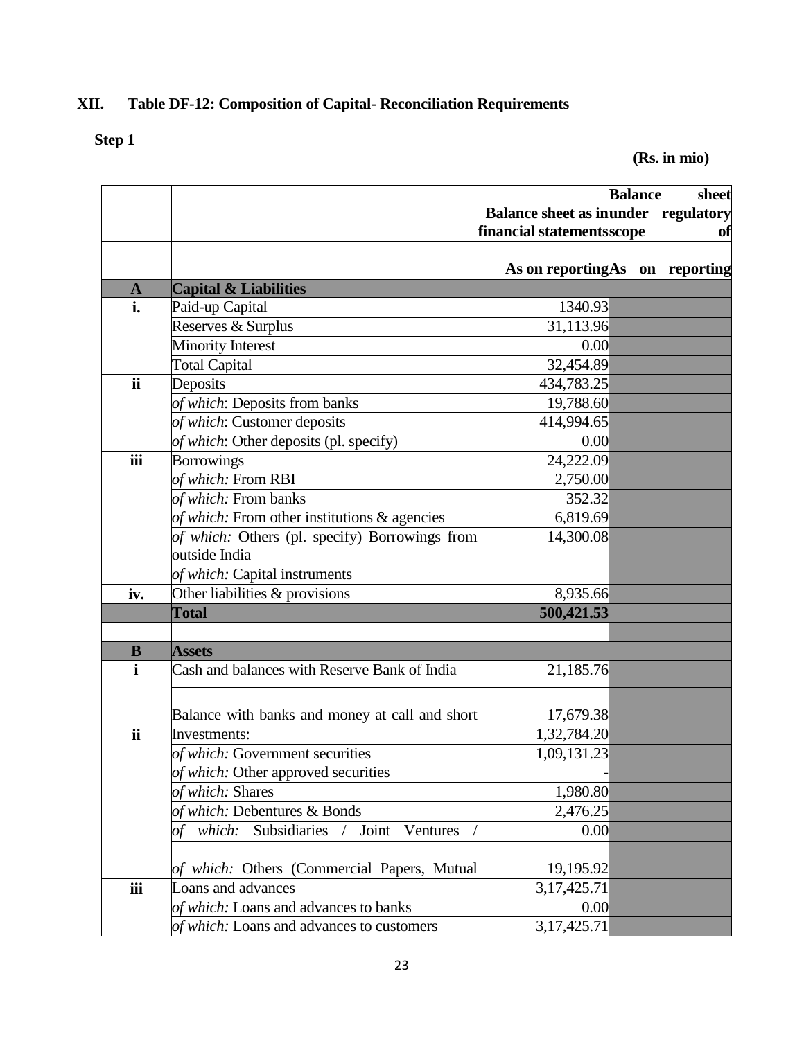## XII. Table DF-12: Composition of Capital- Reconciliation Requirements

**Step 1**

**(Rs. in mio)**

| | | **Balance sheet as in financial statements** | **Balance sheet under regulatory scope of** |
|---|---|---|---|
| | | **As on reporting** | **As on reporting** |
| **A** | **Capital & Liabilities** | | |
| **i.** | Paid-up Capital | 1340.93 | |
| | Reserves & Surplus | 31,113.96 | |
| | Minority Interest | 0.00 | |
| | Total Capital | 32,454.89 | |
| **ii** | Deposits | 434,783.25 | |
| | *of which*: Deposits from banks | 19,788.60 | |
| | *of which*: Customer deposits | 414,994.65 | |
| | *of which*: Other deposits (pl. specify) | 0.00 | |
| **iii** | Borrowings | 24,222.09 | |
| | *of which:* From RBI | 2,750.00 | |
| | *of which:* From banks | 352.32 | |
| | *of which:* From other institutions & agencies | 6,819.69 | |
| | *of which:* Others (pl. specify) Borrowings from outside India | 14,300.08 | |
| | *of which:* Capital instruments | | |
| **iv.** | Other liabilities & provisions | 8,935.66 | |
| | **Total** | **500,421.53** | |
| | | | |
| **B** | **Assets** | | |
| **i** | Cash and balances with Reserve Bank of India | 21,185.76 | |
| | Balance with banks and money at call and short | 17,679.38 | |
| **ii** | Investments: | 1,32,784.20 | |
| | *of which:* Government securities | 1,09,131.23 | |
| | *of which:* Other approved securities | - | |
| | *of which:* Shares | 1,980.80 | |
| | *of which:* Debentures & Bonds | 2,476.25 | |
| | *of which:* Subsidiaries / Joint Ventures / | 0.00 | |
| | *of which:* Others (Commercial Papers, Mutual | 19,195.92 | |
| **iii** | Loans and advances | 3,17,425.71 | |
| | *of which:* Loans and advances to banks | 0.00 | |
| | *of which:* Loans and advances to customers | 3,17,425.71 | |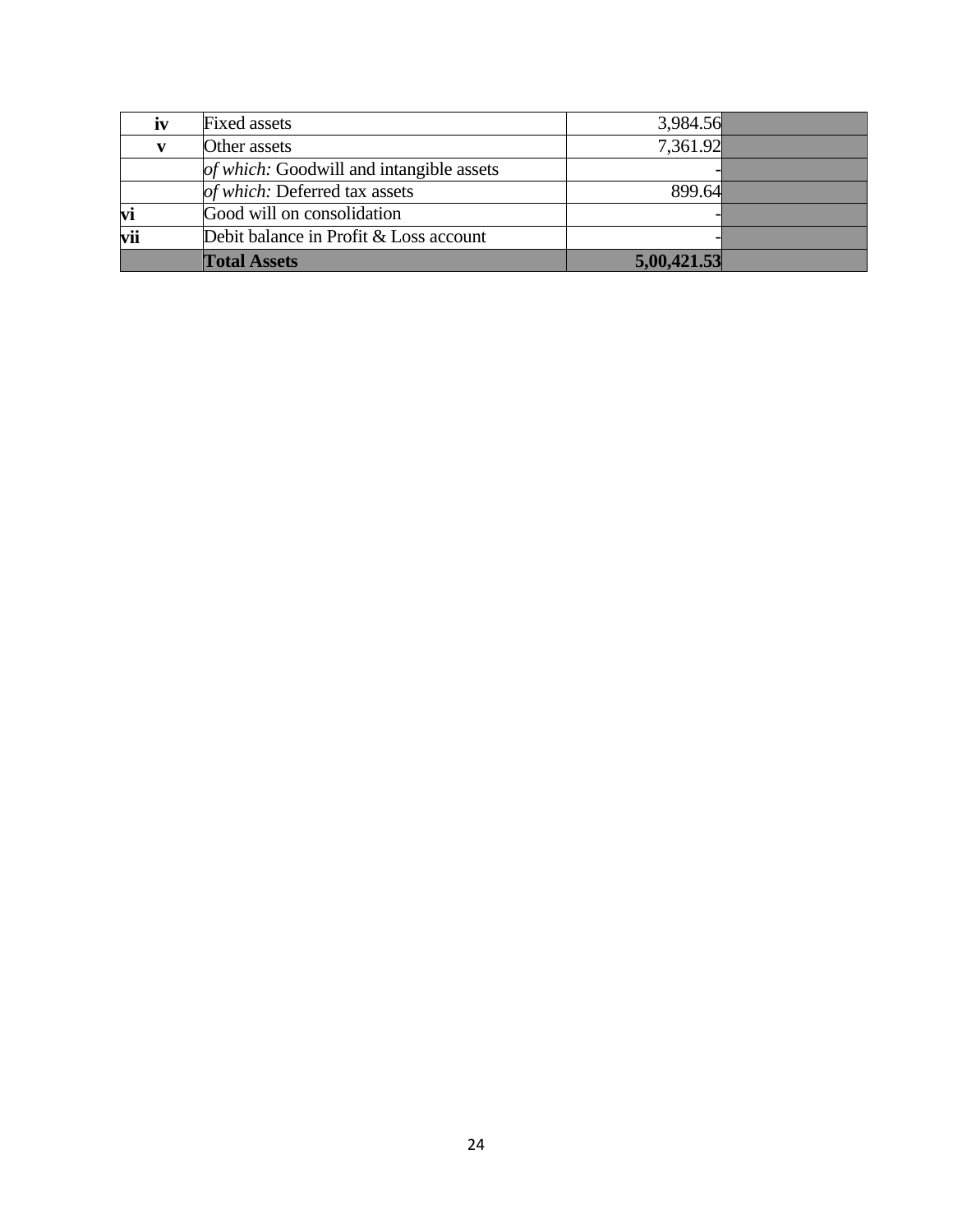| | | | |
|---|---|---|---|
| **iv** | Fixed assets | 3,984.56 | |
| **v** | Other assets | 7,361.92 | |
| | *of which:* Goodwill and intangible assets | - | |
| | *of which:* Deferred tax assets | 899.64 | |
| **vi** | Good will on consolidation | - | |
| **vii** | Debit balance in Profit & Loss account | - | |
| | **Total Assets** | **5,00,421.53** | |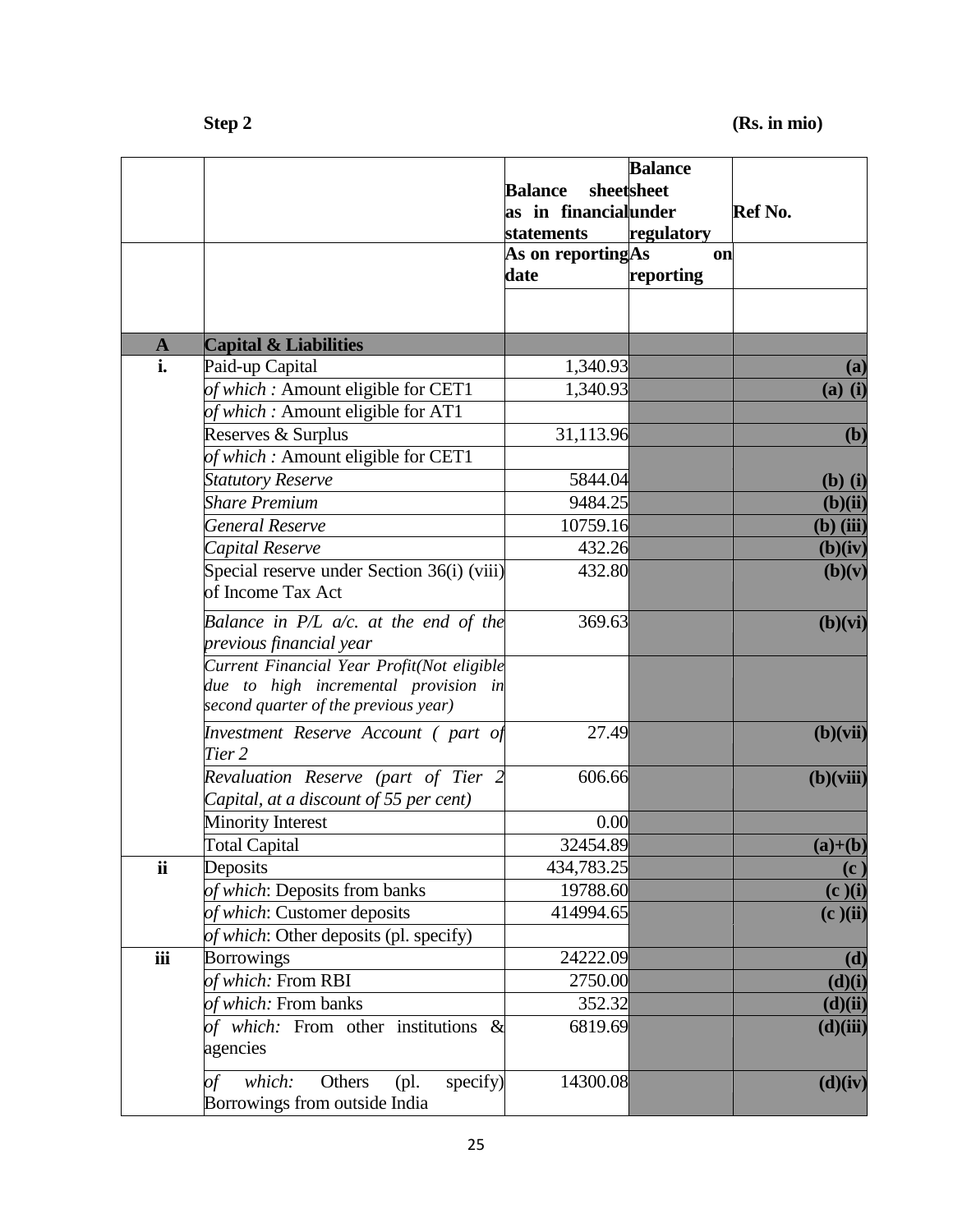**Step 2** **(Rs. in mio)**

| | | Balance sheet as in financial statements | Balance sheet under regulatory | Ref No. |
|---|---|---|---|---|
| | | As on reporting date | As on reporting | |
| | | | | |
| **A** | **Capital & Liabilities** | | | |
| **i.** | Paid-up Capital | 1,340.93 | | **(a)** |
| | *of which :* Amount eligible for CET1 | 1,340.93 | | **(a) (i)** |
| | *of which :* Amount eligible for AT1 | | | |
| | Reserves & Surplus | 31,113.96 | | **(b)** |
| | *of which :* Amount eligible for CET1 | | | |
| | *Statutory Reserve* | 5844.04 | | **(b) (i)** |
| | *Share Premium* | 9484.25 | | **(b)(ii)** |
| | *General Reserve* | 10759.16 | | **(b) (iii)** |
| | *Capital Reserve* | 432.26 | | **(b)(iv)** |
| | Special reserve under Section 36(i) (viii) of Income Tax Act | 432.80 | | **(b)(v)** |
| | *Balance in P/L a/c. at the end of the previous financial year* | 369.63 | | **(b)(vi)** |
| | *Current Financial Year Profit(Not eligible due to high incremental provision in second quarter of the previous year)* | | | |
| | *Investment Reserve Account ( part of Tier 2* | 27.49 | | **(b)(vii)** |
| | *Revaluation Reserve (part of Tier 2 Capital, at a discount of 55 per cent)* | 606.66 | | **(b)(viii)** |
| | Minority Interest | 0.00 | | |
| | Total Capital | 32454.89 | | **(a)+(b)** |
| **ii** | Deposits | 434,783.25 | | **(c )** |
| | *of which*: Deposits from banks | 19788.60 | | **(c )(i)** |
| | *of which*: Customer deposits | 414994.65 | | **(c )(ii)** |
| | *of which*: Other deposits (pl. specify) | | | |
| **iii** | Borrowings | 24222.09 | | **(d)** |
| | *of which:* From RBI | 2750.00 | | **(d)(i)** |
| | *of which:* From banks | 352.32 | | **(d)(ii)** |
| | *of which:* From other institutions & agencies | 6819.69 | | **(d)(iii)** |
| | *of which:* Others (pl. specify) Borrowings from outside India | 14300.08 | | **(d)(iv)** |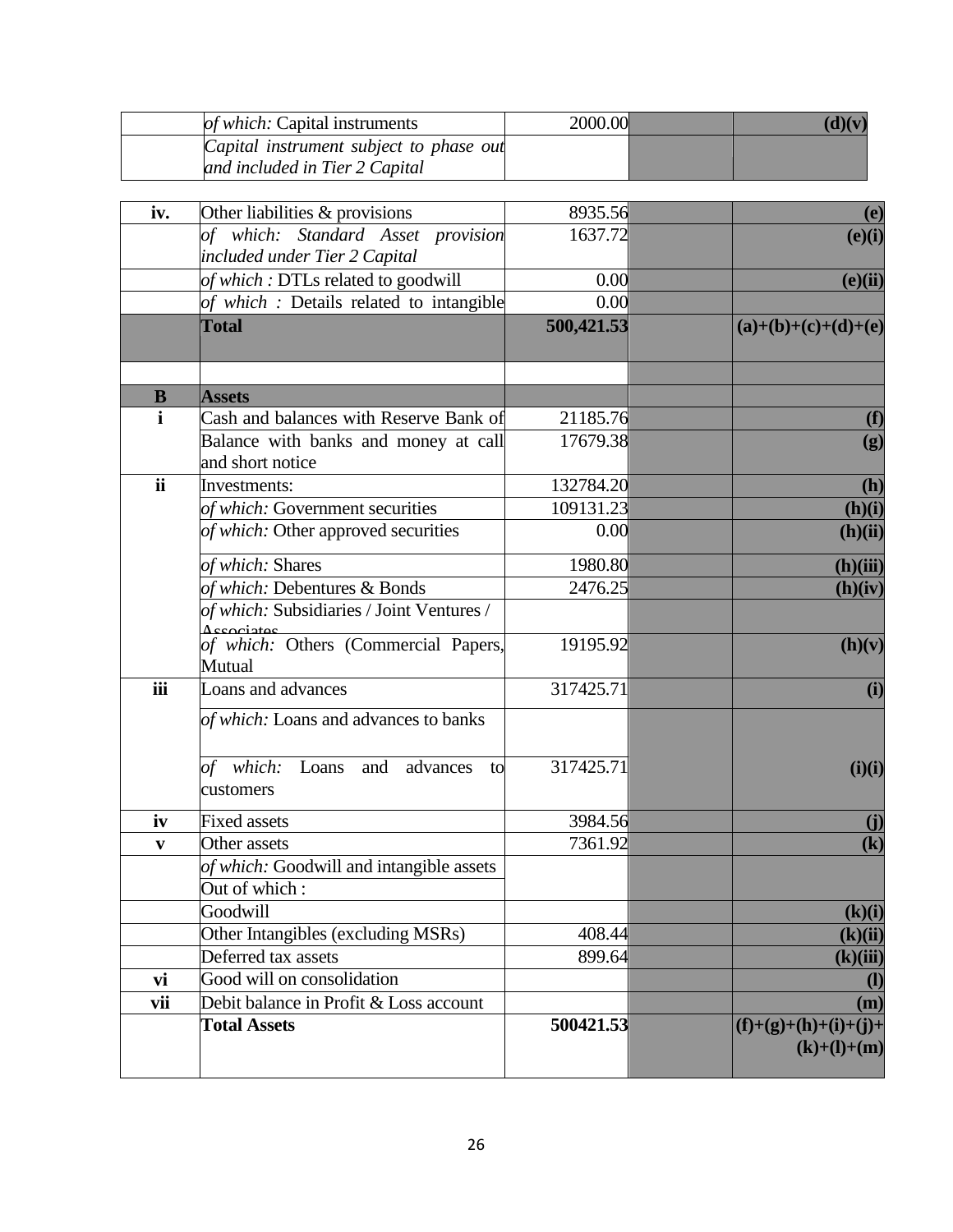| | | | | |
|---|---|---|---|---|
| | *of which:* Capital instruments | 2000.00 | | **(d)(v)** |
| | *Capital instrument subject to phase out and included in Tier 2 Capital* | | | |

| | | | | |
|---|---|---|---|---|
| **iv.** | Other liabilities & provisions | 8935.56 | | **(e)** |
| | *of which: Standard Asset provision included under Tier 2 Capital* | 1637.72 | | **(e)(i)** |
| | *of which :* DTLs related to goodwill | 0.00 | | **(e)(ii)** |
| | *of which :* Details related to intangible | 0.00 | | |
| | **Total** | **500,421.53** | | **(a)+(b)+(c)+(d)+(e)** |
| | | | | |
| **B** | **Assets** | | | |
| **i** | Cash and balances with Reserve Bank of | 21185.76 | | **(f)** |
| | Balance with banks and money at call and short notice | 17679.38 | | **(g)** |
| **ii** | Investments: | 132784.20 | | **(h)** |
| | *of which:* Government securities | 109131.23 | | **(h)(i)** |
| | *of which:* Other approved securities | 0.00 | | **(h)(ii)** |
| | *of which:* Shares | 1980.80 | | **(h)(iii)** |
| | *of which:* Debentures & Bonds | 2476.25 | | **(h)(iv)** |
| | *of which:* Subsidiaries / Joint Ventures / Associates | | | |
| | *of which:* Others (Commercial Papers, Mutual | 19195.92 | | **(h)(v)** |
| **iii** | Loans and advances | 317425.71 | | **(i)** |
| | *of which:* Loans and advances to banks | | | |
| | *of which:* Loans and advances to customers | 317425.71 | | **(i)(i)** |
| **iv** | Fixed assets | 3984.56 | | **(j)** |
| **v** | Other assets | 7361.92 | | **(k)** |
| | *of which:* Goodwill and intangible assets | | | |
| | Out of which : | | | |
| | Goodwill | | | **(k)(i)** |
| | Other Intangibles (excluding MSRs) | 408.44 | | **(k)(ii)** |
| | Deferred tax assets | 899.64 | | **(k)(iii)** |
| **vi** | Good will on consolidation | | | **(l)** |
| **vii** | Debit balance in Profit & Loss account | | | **(m)** |
| | **Total Assets** | **500421.53** | | **(f)+(g)+(h)+(i)+(j)+(k)+(l)+(m)** |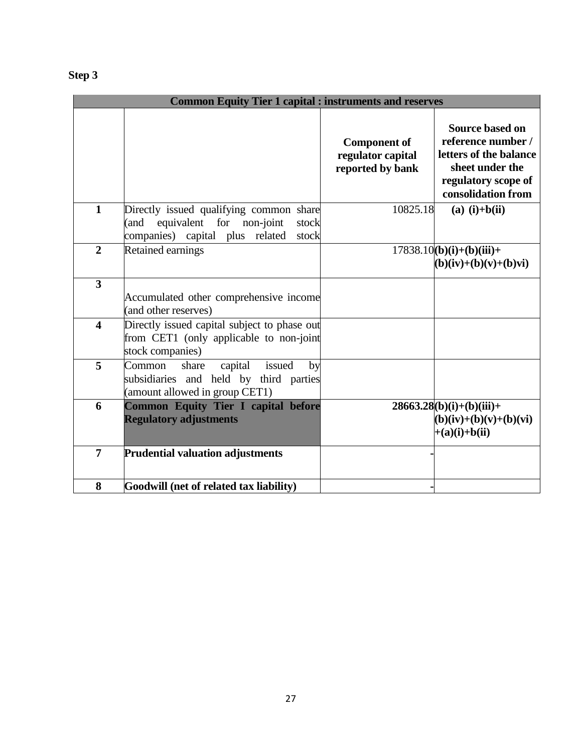**Step 3**

| Common Equity Tier 1 capital : instruments and reserves | | | |
|---|---|---|---|
| | | **Component of regulator capital reported by bank** | **Source based on reference number / letters of the balance sheet under the regulatory scope of consolidation from** |
| **1** | Directly issued qualifying common share (and equivalent for non-joint stock companies) capital plus related stock | 10825.18 | **(a) (i)+b(ii)** |
| **2** | Retained earnings | 17838.10 | **(b)(i)+(b)(iii)+ (b)(iv)+(b)(v)+(b)vi)** |
| **3** | Accumulated other comprehensive income (and other reserves) | | |
| **4** | Directly issued capital subject to phase out from CET1 (only applicable to non-joint stock companies) | | |
| **5** | Common share capital issued by subsidiaries and held by third parties (amount allowed in group CET1) | | |
| **6** | **Common Equity Tier I capital before Regulatory adjustments** | **28663.28** | **(b)(i)+(b)(iii)+ (b)(iv)+(b)(v)+(b)(vi) +(a)(i)+b(ii)** |
| **7** | **Prudential valuation adjustments** | **-** | |
| **8** | **Goodwill (net of related tax liability)** | **-** | |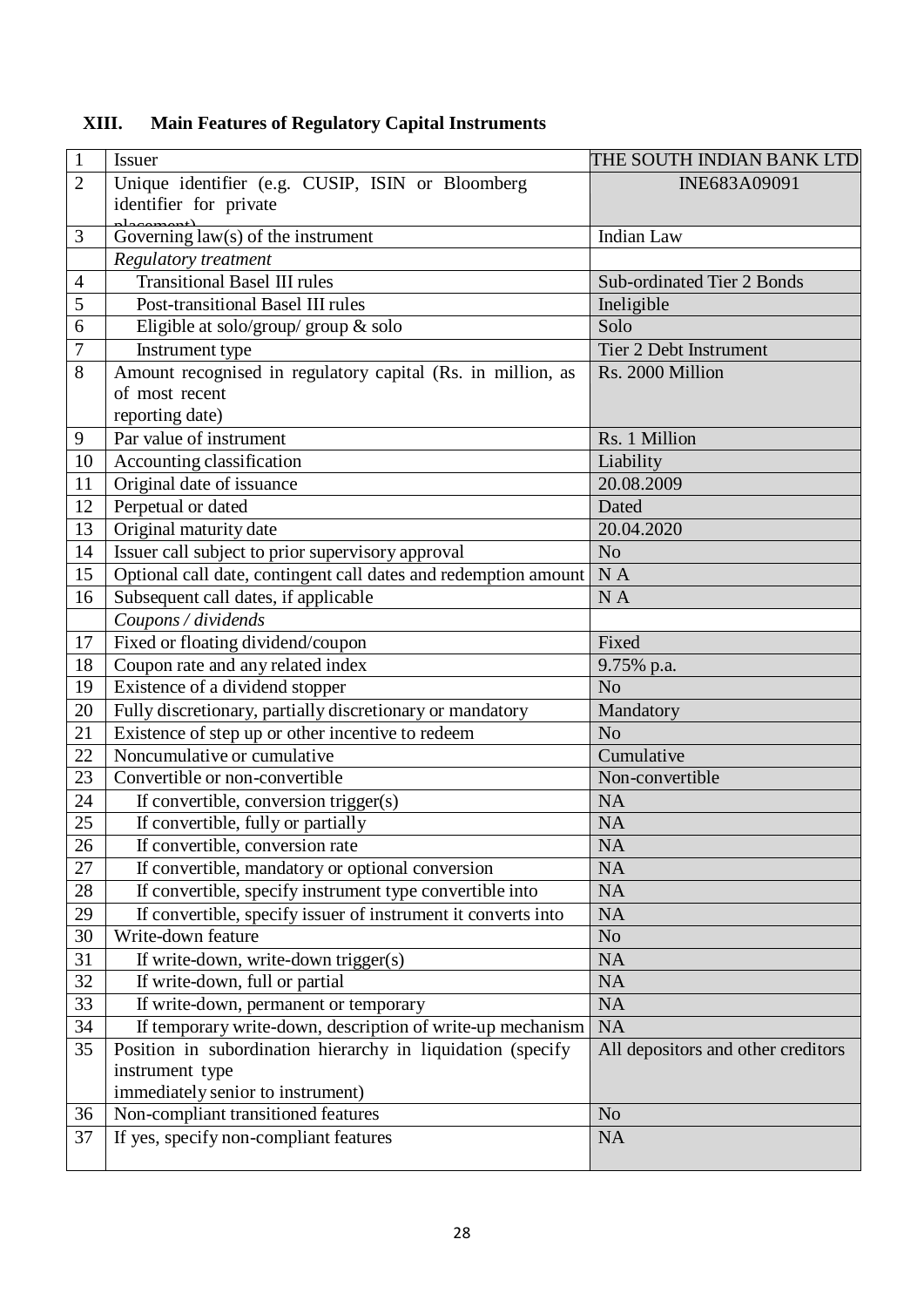## XIII. Main Features of Regulatory Capital Instruments

| | | |
|---|---|---|
| 1 | Issuer | THE SOUTH INDIAN BANK LTD |
| 2 | Unique identifier (e.g. CUSIP, ISIN or Bloomberg identifier for private placement) | INE683A09091 |
| 3 | Governing law(s) of the instrument | Indian Law |
| | *Regulatory treatment* | |
| 4 | Transitional Basel III rules | Sub-ordinated Tier 2 Bonds |
| 5 | Post-transitional Basel III rules | Ineligible |
| 6 | Eligible at solo/group/ group & solo | Solo |
| 7 | Instrument type | Tier 2 Debt Instrument |
| 8 | Amount recognised in regulatory capital (Rs. in million, as of most recent reporting date) | Rs. 2000 Million |
| 9 | Par value of instrument | Rs. 1 Million |
| 10 | Accounting classification | Liability |
| 11 | Original date of issuance | 20.08.2009 |
| 12 | Perpetual or dated | Dated |
| 13 | Original maturity date | 20.04.2020 |
| 14 | Issuer call subject to prior supervisory approval | No |
| 15 | Optional call date, contingent call dates and redemption amount | N A |
| 16 | Subsequent call dates, if applicable | N A |
| | *Coupons / dividends* | |
| 17 | Fixed or floating dividend/coupon | Fixed |
| 18 | Coupon rate and any related index | 9.75% p.a. |
| 19 | Existence of a dividend stopper | No |
| 20 | Fully discretionary, partially discretionary or mandatory | Mandatory |
| 21 | Existence of step up or other incentive to redeem | No |
| 22 | Noncumulative or cumulative | Cumulative |
| 23 | Convertible or non-convertible | Non-convertible |
| 24 | If convertible, conversion trigger(s) | NA |
| 25 | If convertible, fully or partially | NA |
| 26 | If convertible, conversion rate | NA |
| 27 | If convertible, mandatory or optional conversion | NA |
| 28 | If convertible, specify instrument type convertible into | NA |
| 29 | If convertible, specify issuer of instrument it converts into | NA |
| 30 | Write-down feature | No |
| 31 | If write-down, write-down trigger(s) | NA |
| 32 | If write-down, full or partial | NA |
| 33 | If write-down, permanent or temporary | NA |
| 34 | If temporary write-down, description of write-up mechanism | NA |
| 35 | Position in subordination hierarchy in liquidation (specify instrument type immediately senior to instrument) | All depositors and other creditors |
| 36 | Non-compliant transitioned features | No |
| 37 | If yes, specify non-compliant features | NA |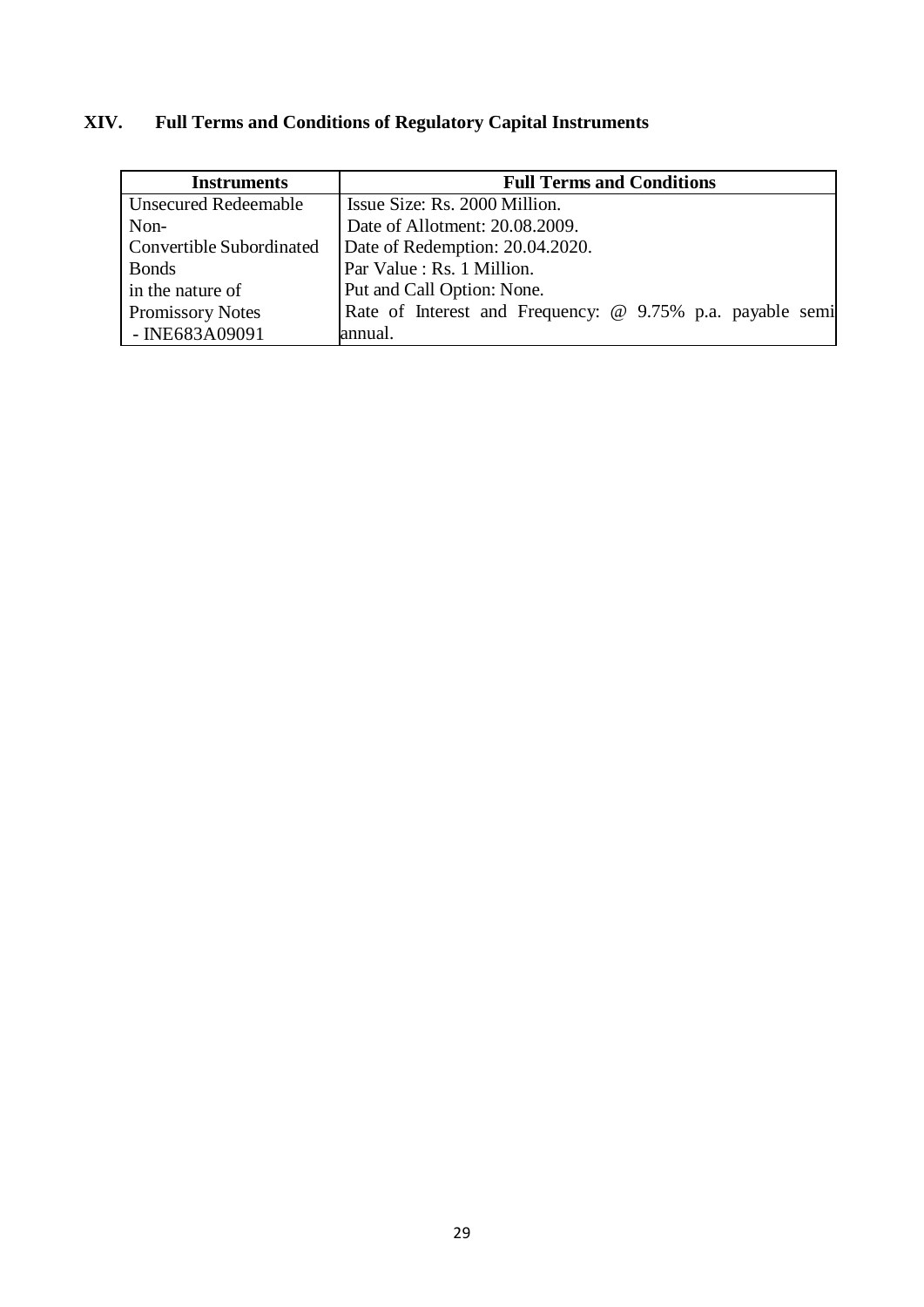## XIV. Full Terms and Conditions of Regulatory Capital Instruments

| Instruments | Full Terms and Conditions |
| --- | --- |
| Unsecured Redeemable Non-Convertible Subordinated Bonds in the nature of Promissory Notes - INE683A09091 | Issue Size: Rs. 2000 Million.<br>Date of Allotment: 20.08.2009.<br>Date of Redemption: 20.04.2020.<br>Par Value : Rs. 1 Million.<br>Put and Call Option: None.<br>Rate of Interest and Frequency: @ 9.75% p.a. payable semi annual. |